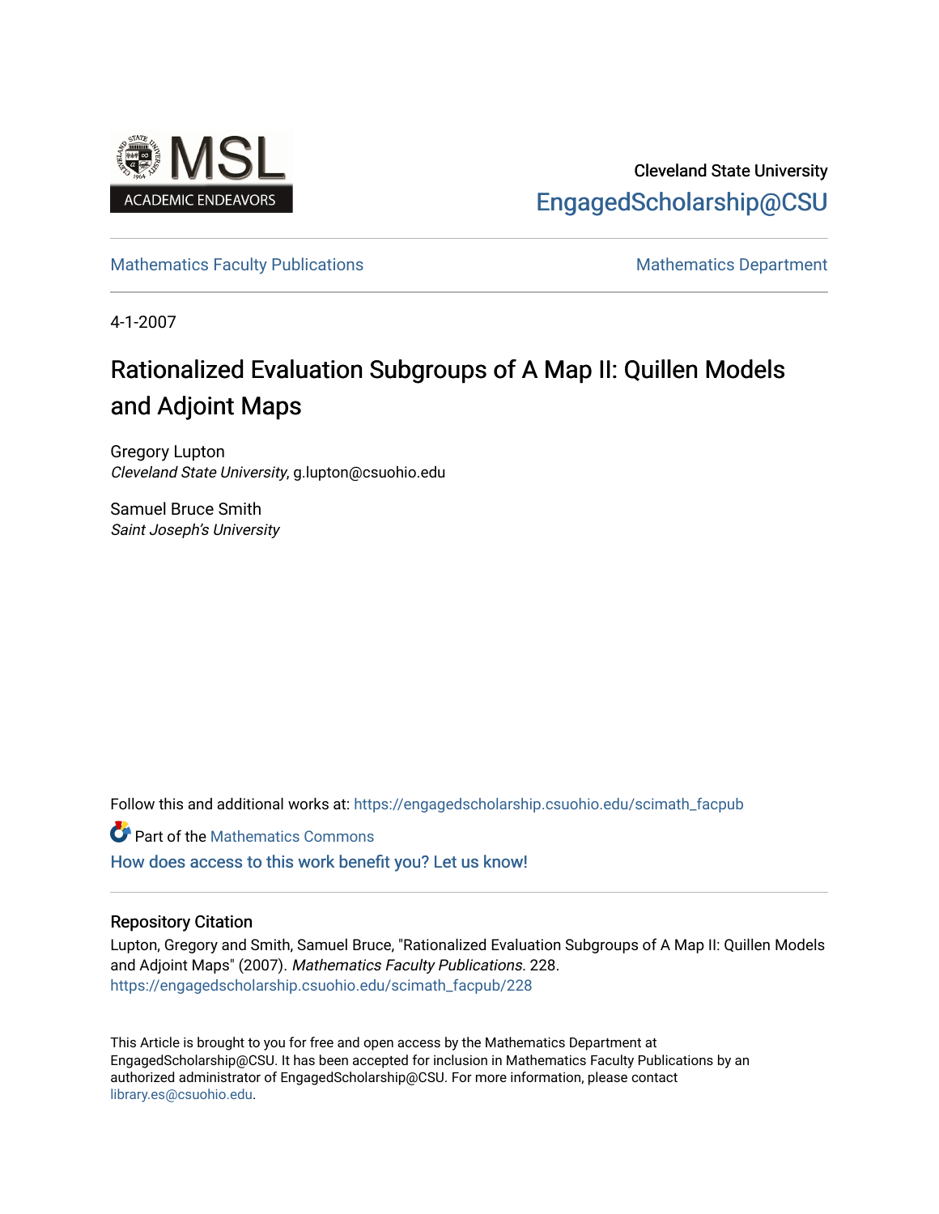Cleveland State University

EngagedScholarship@CSU

Mathematics Faculty Publications | Mathematics Department

4-1-2007

# Rationalized Evaluation Subgroups of A Map II: Quillen Models and Adjoint Maps

Gregory Lupton
*Cleveland State University*, g.lupton@csuohio.edu

Samuel Bruce Smith
*Saint Joseph's University*

Follow this and additional works at: https://engagedscholarship.csuohio.edu/scimath_facpub

Part of the Mathematics Commons

How does access to this work benefit you? Let us know!

## Repository Citation

Lupton, Gregory and Smith, Samuel Bruce, "Rationalized Evaluation Subgroups of A Map II: Quillen Models and Adjoint Maps" (2007). *Mathematics Faculty Publications*. 228.
https://engagedscholarship.csuohio.edu/scimath_facpub/228

This Article is brought to you for free and open access by the Mathematics Department at EngagedScholarship@CSU. It has been accepted for inclusion in Mathematics Faculty Publications by an authorized administrator of EngagedScholarship@CSU. For more information, please contact library.es@csuohio.edu.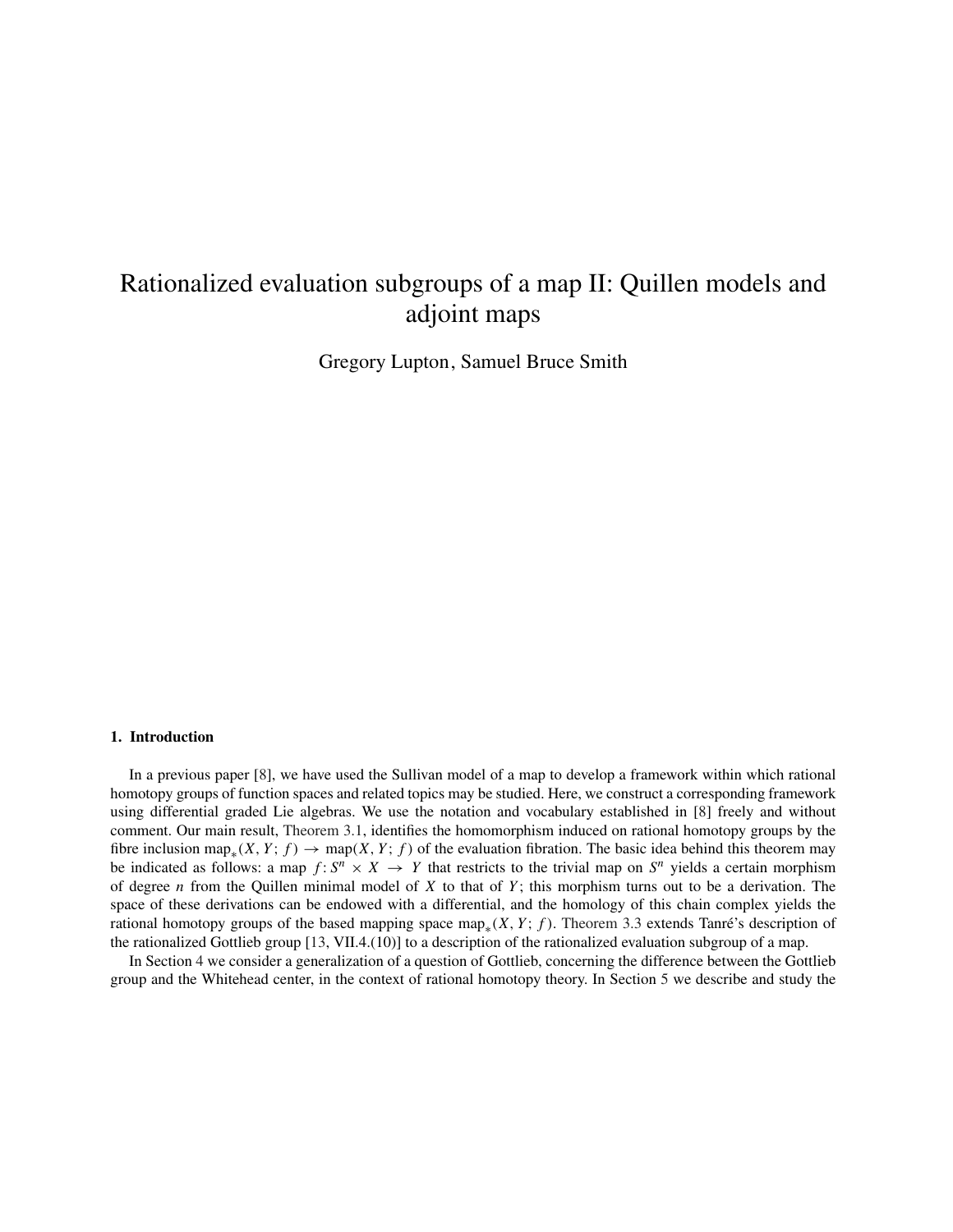# Rationalized evaluation subgroups of a map II: Quillen models and adjoint maps

Gregory Lupton, Samuel Bruce Smith

## 1. Introduction

In a previous paper [8], we have used the Sullivan model of a map to develop a framework within which rational homotopy groups of function spaces and related topics may be studied. Here, we construct a corresponding framework using differential graded Lie algebras. We use the notation and vocabulary established in [8] freely and without comment. Our main result, Theorem 3.1, identifies the homomorphism induced on rational homotopy groups by the fibre inclusion $\mathrm{map}_*(X, Y; f) \to \mathrm{map}(X, Y; f)$ of the evaluation fibration. The basic idea behind this theorem may be indicated as follows: a map $f \colon S^n \times X \to Y$ that restricts to the trivial map on $S^n$ yields a certain morphism of degree $n$ from the Quillen minimal model of $X$ to that of $Y$; this morphism turns out to be a derivation. The space of these derivations can be endowed with a differential, and the homology of this chain complex yields the rational homotopy groups of the based mapping space $\mathrm{map}_*(X, Y; f)$. Theorem 3.3 extends Tanré's description of the rationalized Gottlieb group [13, VII.4.(10)] to a description of the rationalized evaluation subgroup of a map.

In Section 4 we consider a generalization of a question of Gottlieb, concerning the difference between the Gottlieb group and the Whitehead center, in the context of rational homotopy theory. In Section 5 we describe and study the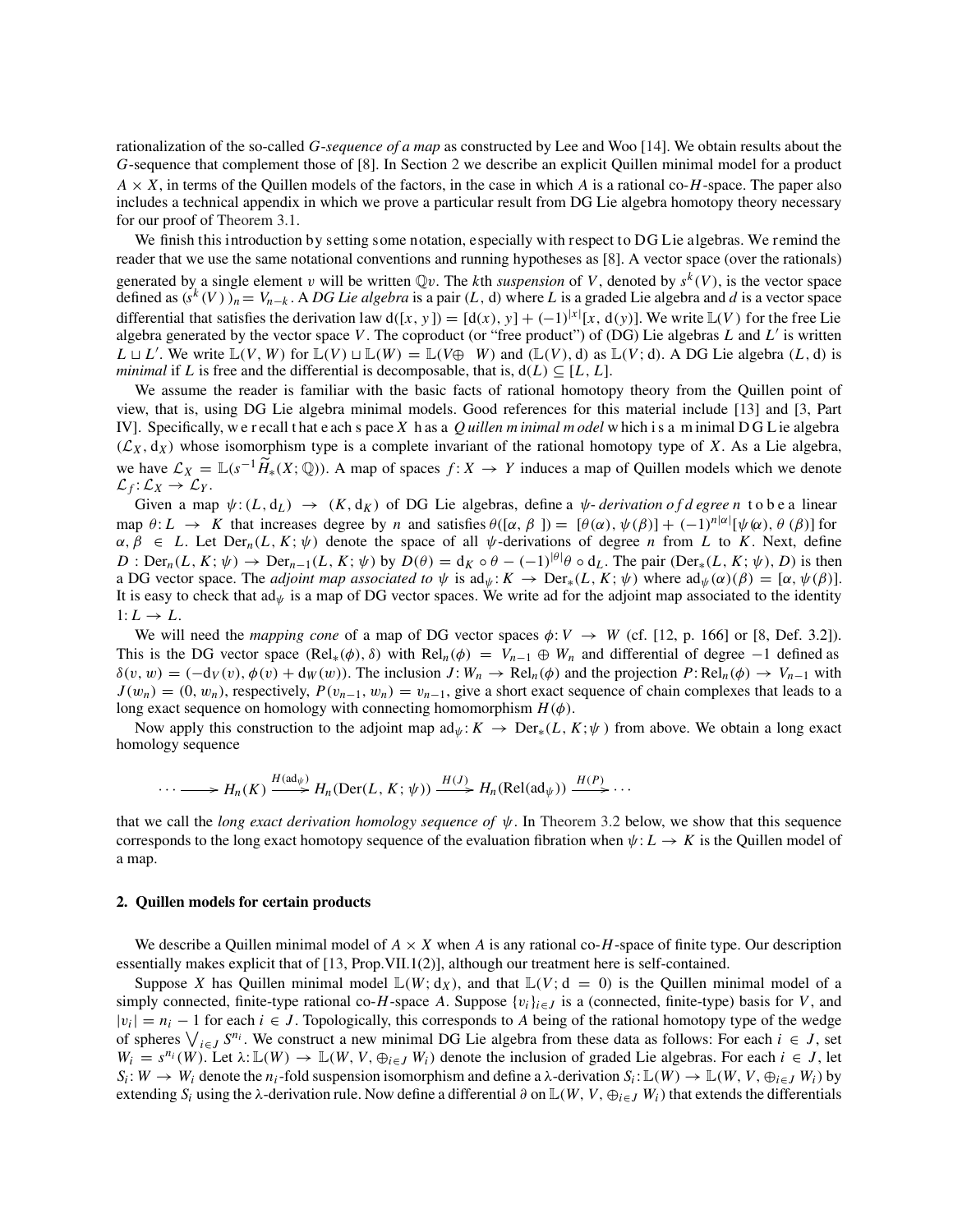rationalization of the so-called *G-sequence of a map* as constructed by Lee and Woo [14]. We obtain results about the $G$-sequence that complement those of [8]. In Section 2 we describe an explicit Quillen minimal model for a product $A \times X$, in terms of the Quillen models of the factors, in the case in which $A$ is a rational co-$H$-space. The paper also includes a technical appendix in which we prove a particular result from DG Lie algebra homotopy theory necessary for our proof of Theorem 3.1.

We finish this introduction by setting some notation, especially with respect to DG Lie algebras. We remind the reader that we use the same notational conventions and running hypotheses as [8]. A vector space (over the rationals) generated by a single element $v$ will be written $\mathbb{Q}v$. The $k$th *suspension* of $V$, denoted by $s^k(V)$, is the vector space defined as $(s^k(V))_n = V_{n-k}$. A *DG Lie algebra* is a pair $(L, \mathrm{d})$ where $L$ is a graded Lie algebra and $d$ is a vector space differential that satisfies the derivation law $\mathrm{d}([x, y]) = [\mathrm{d}(x), y] + (-1)^{|x|}[x, \mathrm{d}(y)]$. We write $\mathbb{L}(V)$ for the free Lie algebra generated by the vector space $V$. The coproduct (or "free product") of (DG) Lie algebras $L$ and $L'$ is written $L \sqcup L'$. We write $\mathbb{L}(V, W)$ for $\mathbb{L}(V) \sqcup \mathbb{L}(W) = \mathbb{L}(V \oplus W)$ and $(\mathbb{L}(V), \mathrm{d})$ as $\mathbb{L}(V; \mathrm{d})$. A DG Lie algebra $(L, \mathrm{d})$ is *minimal* if $L$ is free and the differential is decomposable, that is, $\mathrm{d}(L) \subseteq [L, L]$.

We assume the reader is familiar with the basic facts of rational homotopy theory from the Quillen point of view, that is, using DG Lie algebra minimal models. Good references for this material include [13] and [3, Part IV]. Specifically, we recall that each space $X$ has a *Quillen minimal model* which is a minimal DG Lie algebra $(\mathcal{L}_X, \mathrm{d}_X)$ whose isomorphism type is a complete invariant of the rational homotopy type of $X$. As a Lie algebra, we have $\mathcal{L}_X = \mathbb{L}(s^{-1}\widetilde{H}_*(X; \mathbb{Q}))$. A map of spaces $f: X \to Y$ induces a map of Quillen models which we denote $\mathcal{L}_f: \mathcal{L}_X \to \mathcal{L}_Y$.

Given a map $\psi: (L, \mathrm{d}_L) \to (K, \mathrm{d}_K)$ of DG Lie algebras, define a *$\psi$-derivation of degree $n$* to be a linear map $\theta: L \to K$ that increases degree by $n$ and satisfies $\theta([\alpha, \beta]) = [\theta(\alpha), \psi(\beta)] + (-1)^{n|\alpha|}[\psi(\alpha), \theta(\beta)]$ for $\alpha, \beta \in L$. Let $\mathrm{Der}_n(L, K; \psi)$ denote the space of all $\psi$-derivations of degree $n$ from $L$ to $K$. Next, define $D: \mathrm{Der}_n(L, K; \psi) \to \mathrm{Der}_{n-1}(L, K; \psi)$ by $D(\theta) = \mathrm{d}_K \circ \theta - (-1)^{|\theta|}\theta \circ \mathrm{d}_L$. The pair $(\mathrm{Der}_*(L, K; \psi), D)$ is then a DG vector space. The *adjoint map associated to* $\psi$ is $\mathrm{ad}_\psi: K \to \mathrm{Der}_*(L, K; \psi)$ where $\mathrm{ad}_\psi(\alpha)(\beta) = [\alpha, \psi(\beta)]$. It is easy to check that $\mathrm{ad}_\psi$ is a map of DG vector spaces. We write ad for the adjoint map associated to the identity $1: L \to L$.

We will need the *mapping cone* of a map of DG vector spaces $\phi: V \to W$ (cf. [12, p. 166] or [8, Def. 3.2]). This is the DG vector space $(\mathrm{Rel}_*(\phi), \delta)$ with $\mathrm{Rel}_n(\phi) = V_{n-1} \oplus W_n$ and differential of degree $-1$ defined as $\delta(v, w) = (-\mathrm{d}_V(v), \phi(v) + \mathrm{d}_W(w))$. The inclusion $J: W_n \to \mathrm{Rel}_n(\phi)$ and the projection $P: \mathrm{Rel}_n(\phi) \to V_{n-1}$ with $J(w_n) = (0, w_n)$, respectively, $P(v_{n-1}, w_n) = v_{n-1}$, give a short exact sequence of chain complexes that leads to a long exact sequence on homology with connecting homomorphism $H(\phi)$.

Now apply this construction to the adjoint map $\mathrm{ad}_\psi: K \to \mathrm{Der}_*(L, K; \psi)$ from above. We obtain a long exact homology sequence

$$\cdots \longrightarrow H_n(K) \xrightarrow{H(\mathrm{ad}_\psi)} H_n(\mathrm{Der}(L, K; \psi)) \xrightarrow{H(J)} H_n(\mathrm{Rel}(\mathrm{ad}_\psi)) \xrightarrow{H(P)} \cdots$$

that we call the *long exact derivation homology sequence of* $\psi$. In Theorem 3.2 below, we show that this sequence corresponds to the long exact homotopy sequence of the evaluation fibration when $\psi: L \to K$ is the Quillen model of a map.

## 2. Quillen models for certain products

We describe a Quillen minimal model of $A \times X$ when $A$ is any rational co-$H$-space of finite type. Our description essentially makes explicit that of [13, Prop.VII.1(2)], although our treatment here is self-contained.

Suppose $X$ has Quillen minimal model $\mathbb{L}(W; \mathrm{d}_X)$, and that $\mathbb{L}(V; \mathrm{d} = 0)$ is the Quillen minimal model of a simply connected, finite-type rational co-$H$-space $A$. Suppose $\{v_i\}_{i \in J}$ is a (connected, finite-type) basis for $V$, and $|v_i| = n_i - 1$ for each $i \in J$. Topologically, this corresponds to $A$ being of the rational homotopy type of the wedge of spheres $\bigvee_{i \in J} S^{n_i}$. We construct a new minimal DG Lie algebra from these data as follows: For each $i \in J$, set $W_i = s^{n_i}(W)$. Let $\lambda: \mathbb{L}(W) \to \mathbb{L}(W, V, \oplus_{i \in J} W_i)$ denote the inclusion of graded Lie algebras. For each $i \in J$, let $S_i: W \to W_i$ denote the $n_i$-fold suspension isomorphism and define a $\lambda$-derivation $S_i: \mathbb{L}(W) \to \mathbb{L}(W, V, \oplus_{i \in J} W_i)$ by extending $S_i$ using the $\lambda$-derivation rule. Now define a differential $\partial$ on $\mathbb{L}(W, V, \oplus_{i \in J} W_i)$ that extends the differentials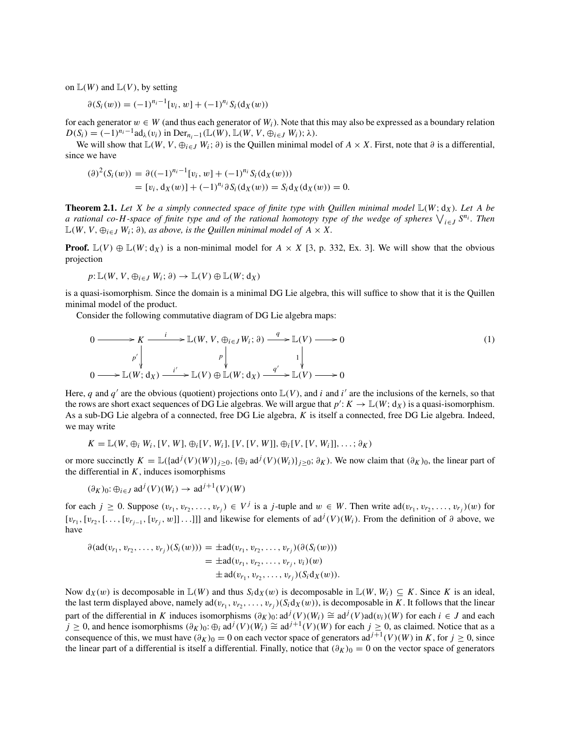on $\mathbb{L}(W)$ and $\mathbb{L}(V)$, by setting

$$\partial(S_i(w)) = (-1)^{n_i-1}[v_i, w] + (-1)^{n_i} S_i(\mathrm{d}_X(w))$$

for each generator $w \in W$ (and thus each generator of $W_i$). Note that this may also be expressed as a boundary relation $D(S_i) = (-1)^{n_i-1}\mathrm{ad}_\lambda(v_i)$ in $\mathrm{Der}_{n_i-1}(\mathbb{L}(W), \mathbb{L}(W, V, \oplus_{i\in J} W_i); \lambda)$.

We will show that $\mathbb{L}(W, V, \oplus_{i\in J} W_i; \partial)$ is the Quillen minimal model of $A \times X$. First, note that $\partial$ is a differential, since we have

$$\begin{aligned}(\partial)^2(S_i(w)) &= \partial((-1)^{n_i-1}[v_i, w] + (-1)^{n_i} S_i(\mathrm{d}_X(w))) \\ &= [v_i, \mathrm{d}_X(w)] + (-1)^{n_i}\partial S_i(\mathrm{d}_X(w)) = S_i \mathrm{d}_X(\mathrm{d}_X(w)) = 0.\end{aligned}$$

**Theorem 2.1.** *Let $X$ be a simply connected space of finite type with Quillen minimal model $\mathbb{L}(W; \mathrm{d}_X)$. Let $A$ be a rational co-$H$-space of finite type and of the rational homotopy type of the wedge of spheres $\bigvee_{i\in J} S^{n_i}$. Then $\mathbb{L}(W, V, \oplus_{i\in J} W_i; \partial)$, as above, is the Quillen minimal model of $A \times X$.*

**Proof.** $\mathbb{L}(V) \oplus \mathbb{L}(W; \mathrm{d}_X)$ is a non-minimal model for $A \times X$ [3, p. 332, Ex. 3]. We will show that the obvious projection

$$p: \mathbb{L}(W, V, \oplus_{i\in J} W_i; \partial) \to \mathbb{L}(V) \oplus \mathbb{L}(W; \mathrm{d}_X)$$

is a quasi-isomorphism. Since the domain is a minimal DG Lie algebra, this will suffice to show that it is the Quillen minimal model of the product.

Consider the following commutative diagram of DG Lie algebra maps:

$$\begin{array}{ccccccccc} 0 & \longrightarrow & K & \xrightarrow{\ i\ } & \mathbb{L}(W, V, \oplus_{i\in J} W_i; \partial) & \xrightarrow{\ q\ } & \mathbb{L}(V) & \longrightarrow & 0 \\ & & \downarrow{\scriptstyle p'} & & \downarrow{\scriptstyle p} & & \downarrow{\scriptstyle 1} & & \\ 0 & \longrightarrow & \mathbb{L}(W; \mathrm{d}_X) & \xrightarrow{\ i'\ } & \mathbb{L}(V) \oplus \mathbb{L}(W; \mathrm{d}_X) & \xrightarrow{\ q'\ } & \mathbb{L}(V) & \longrightarrow & 0 \end{array} \tag{1}$$

Here, $q$ and $q'$ are the obvious (quotient) projections onto $\mathbb{L}(V)$, and $i$ and $i'$ are the inclusions of the kernels, so that the rows are short exact sequences of DG Lie algebras. We will argue that $p': K \to \mathbb{L}(W; \mathrm{d}_X)$ is a quasi-isomorphism. As a sub-DG Lie algebra of a connected, free DG Lie algebra, $K$ is itself a connected, free DG Lie algebra. Indeed, we may write

$$K = \mathbb{L}(W, \oplus_i W_i, [V, W], \oplus_i[V, W_i], [V, [V, W]], \oplus_i[V, [V, W_i]], \ldots; \partial_K)$$

or more succinctly $K = \mathbb{L}(\{\mathrm{ad}^j(V)(W)\}_{j\geq 0}, \{\oplus_i \mathrm{ad}^j(V)(W_i)\}_{j\geq 0}; \partial_K)$. We now claim that $(\partial_K)_0$, the linear part of the differential in $K$, induces isomorphisms

$$(\partial_K)_0: \oplus_{i\in J} \mathrm{ad}^j(V)(W_i) \to \mathrm{ad}^{j+1}(V)(W)$$

for each $j \geq 0$. Suppose $(v_{r_1}, v_{r_2}, \ldots, v_{r_j}) \in V^j$ is a $j$-tuple and $w \in W$. Then write $\mathrm{ad}(v_{r_1}, v_{r_2}, \ldots, v_{r_j})(w)$ for $[v_{r_1}, [v_{r_2}, [\ldots, [v_{r_{j-1}}, [v_{r_j}, w]]\ldots]]]$ and likewise for elements of $\mathrm{ad}^j(V)(W_i)$. From the definition of $\partial$ above, we have

$$\begin{aligned}\partial(\mathrm{ad}(v_{r_1}, v_{r_2}, \ldots, v_{r_j})(S_i(w))) &= \pm\mathrm{ad}(v_{r_1}, v_{r_2}, \ldots, v_{r_j})(\partial(S_i(w))) \\ &= \pm\mathrm{ad}(v_{r_1}, v_{r_2}, \ldots, v_{r_j}, v_i)(w) \\ &\quad \pm \mathrm{ad}(v_{r_1}, v_{r_2}, \ldots, v_{r_j})(S_i \mathrm{d}_X(w)).\end{aligned}$$

Now $\mathrm{d}_X(w)$ is decomposable in $\mathbb{L}(W)$ and thus $S_i\mathrm{d}_X(w)$ is decomposable in $\mathbb{L}(W, W_i) \subseteq K$. Since $K$ is an ideal, the last term displayed above, namely $\mathrm{ad}(v_{r_1}, v_{r_2}, \ldots, v_{r_j})(S_i\mathrm{d}_X(w))$, is decomposable in $K$. It follows that the linear part of the differential in $K$ induces isomorphisms $(\partial_K)_0: \mathrm{ad}^j(V)(W_i) \cong \mathrm{ad}^j(V)\mathrm{ad}(v_i)(W)$ for each $i \in J$ and each $j \geq 0$, and hence isomorphisms $(\partial_K)_0: \oplus_i \mathrm{ad}^j(V)(W_i) \cong \mathrm{ad}^{j+1}(V)(W)$ for each $j \geq 0$, as claimed. Notice that as a consequence of this, we must have $(\partial_K)_0 = 0$ on each vector space of generators $\mathrm{ad}^{j+1}(V)(W)$ in $K$, for $j \geq 0$, since the linear part of a differential is itself a differential. Finally, notice that $(\partial_K)_0 = 0$ on the vector space of generators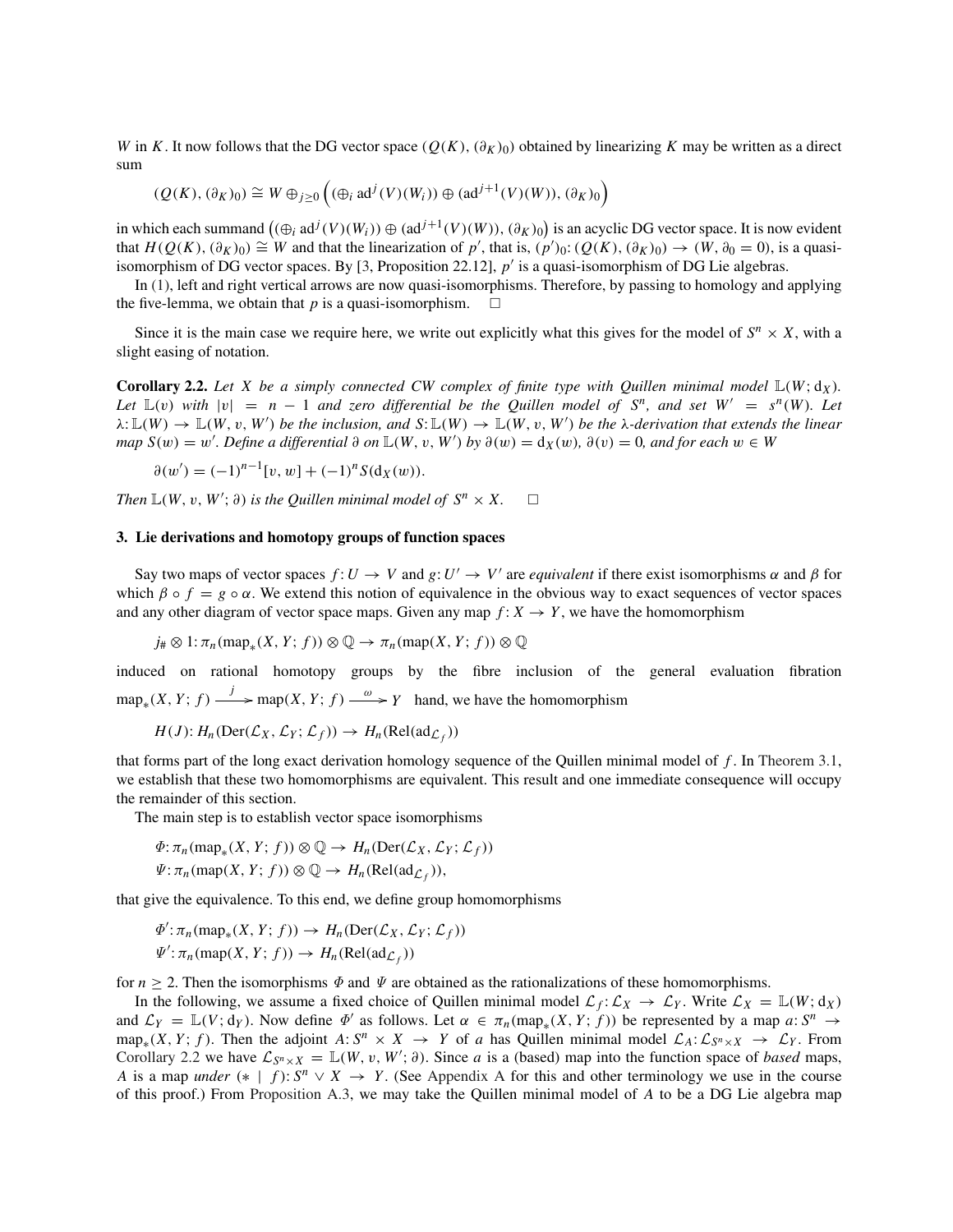$W$ in $K$. It now follows that the DG vector space $(Q(K), (\partial_K)_0)$ obtained by linearizing $K$ may be written as a direct sum

$$(Q(K), (\partial_K)_0) \cong W \oplus_{j \geq 0} \left( (\oplus_i \operatorname{ad}^j(V)(W_i)) \oplus (\operatorname{ad}^{j+1}(V)(W)), (\partial_K)_0 \right)$$

in which each summand $\left((\oplus_i \operatorname{ad}^j(V)(W_i)) \oplus (\operatorname{ad}^{j+1}(V)(W)), (\partial_K)_0\right)$ is an acyclic DG vector space. It is now evident that $H(Q(K), (\partial_K)_0) \cong W$ and that the linearization of $p'$, that is, $(p')_0 : (Q(K), (\partial_K)_0) \to (W, \partial_0 = 0)$, is a quasi-isomorphism of DG vector spaces. By [3, Proposition 22.12], $p'$ is a quasi-isomorphism of DG Lie algebras.

In (1), left and right vertical arrows are now quasi-isomorphisms. Therefore, by passing to homology and applying the five-lemma, we obtain that $p$ is a quasi-isomorphism. □

Since it is the main case we require here, we write out explicitly what this gives for the model of $S^n \times X$, with a slight easing of notation.

**Corollary 2.2.** *Let $X$ be a simply connected CW complex of finite type with Quillen minimal model $\mathbb{L}(W; d_X)$. Let $\mathbb{L}(v)$ with $|v| = n-1$ and zero differential be the Quillen model of $S^n$, and set $W' = s^n(W)$. Let $\lambda : \mathbb{L}(W) \to \mathbb{L}(W, v, W')$ be the inclusion, and $S : \mathbb{L}(W) \to \mathbb{L}(W, v, W')$ be the $\lambda$-derivation that extends the linear map $S(w) = w'$. Define a differential $\partial$ on $\mathbb{L}(W, v, W')$ by $\partial(w) = d_X(w)$, $\partial(v) = 0$, and for each $w \in W$*

$$\partial(w') = (-1)^{n-1}[v, w] + (-1)^n S(d_X(w)).$$

*Then $\mathbb{L}(W, v, W'; \partial)$ is the Quillen minimal model of $S^n \times X$.* □

### 3. Lie derivations and homotopy groups of function spaces

Say two maps of vector spaces $f : U \to V$ and $g : U' \to V'$ are *equivalent* if there exist isomorphisms $\alpha$ and $\beta$ for which $\beta \circ f = g \circ \alpha$. We extend this notion of equivalence in the obvious way to exact sequences of vector spaces and any other diagram of vector space maps. Given any map $f : X \to Y$, we have the homomorphism

$$j_\# \otimes 1 : \pi_n(\operatorname{map}_*(X, Y; f)) \otimes \mathbb{Q} \to \pi_n(\operatorname{map}(X, Y; f)) \otimes \mathbb{Q}$$

induced on rational homotopy groups by the fibre inclusion of the general evaluation fibration $\operatorname{map}_*(X, Y; f) \xrightarrow{j} \operatorname{map}(X, Y; f) \xrightarrow{\omega} Y$ hand, we have the homomorphism

$$H(J) : H_n(\operatorname{Der}(\mathcal{L}_X, \mathcal{L}_Y; \mathcal{L}_f)) \to H_n(\operatorname{Rel}(\operatorname{ad}_{\mathcal{L}_f}))$$

that forms part of the long exact derivation homology sequence of the Quillen minimal model of $f$. In Theorem 3.1, we establish that these two homomorphisms are equivalent. This result and one immediate consequence will occupy the remainder of this section.

The main step is to establish vector space isomorphisms

$$\Phi : \pi_n(\operatorname{map}_*(X, Y; f)) \otimes \mathbb{Q} \to H_n(\operatorname{Der}(\mathcal{L}_X, \mathcal{L}_Y; \mathcal{L}_f))$$
$$\Psi : \pi_n(\operatorname{map}(X, Y; f)) \otimes \mathbb{Q} \to H_n(\operatorname{Rel}(\operatorname{ad}_{\mathcal{L}_f})),$$

that give the equivalence. To this end, we define group homomorphisms

$$\Phi' : \pi_n(\operatorname{map}_*(X, Y; f)) \to H_n(\operatorname{Der}(\mathcal{L}_X, \mathcal{L}_Y; \mathcal{L}_f))$$
$$\Psi' : \pi_n(\operatorname{map}(X, Y; f)) \to H_n(\operatorname{Rel}(\operatorname{ad}_{\mathcal{L}_f}))$$

for $n \geq 2$. Then the isomorphisms $\Phi$ and $\Psi$ are obtained as the rationalizations of these homomorphisms.

In the following, we assume a fixed choice of Quillen minimal model $\mathcal{L}_f : \mathcal{L}_X \to \mathcal{L}_Y$. Write $\mathcal{L}_X = \mathbb{L}(W; d_X)$ and $\mathcal{L}_Y = \mathbb{L}(V; d_Y)$. Now define $\Phi'$ as follows. Let $\alpha \in \pi_n(\operatorname{map}_*(X, Y; f))$ be represented by a map $a : S^n \to \operatorname{map}_*(X, Y; f)$. Then the adjoint $A : S^n \times X \to Y$ of $a$ has Quillen minimal model $\mathcal{L}_A : \mathcal{L}_{S^n \times X} \to \mathcal{L}_Y$. From Corollary 2.2 we have $\mathcal{L}_{S^n \times X} = \mathbb{L}(W, v, W'; \partial)$. Since $a$ is a (based) map into the function space of *based* maps, $A$ is a map *under* $(* \mid f) : S^n \vee X \to Y$. (See Appendix A for this and other terminology we use in the course of this proof.) From Proposition A.3, we may take the Quillen minimal model of $A$ to be a DG Lie algebra map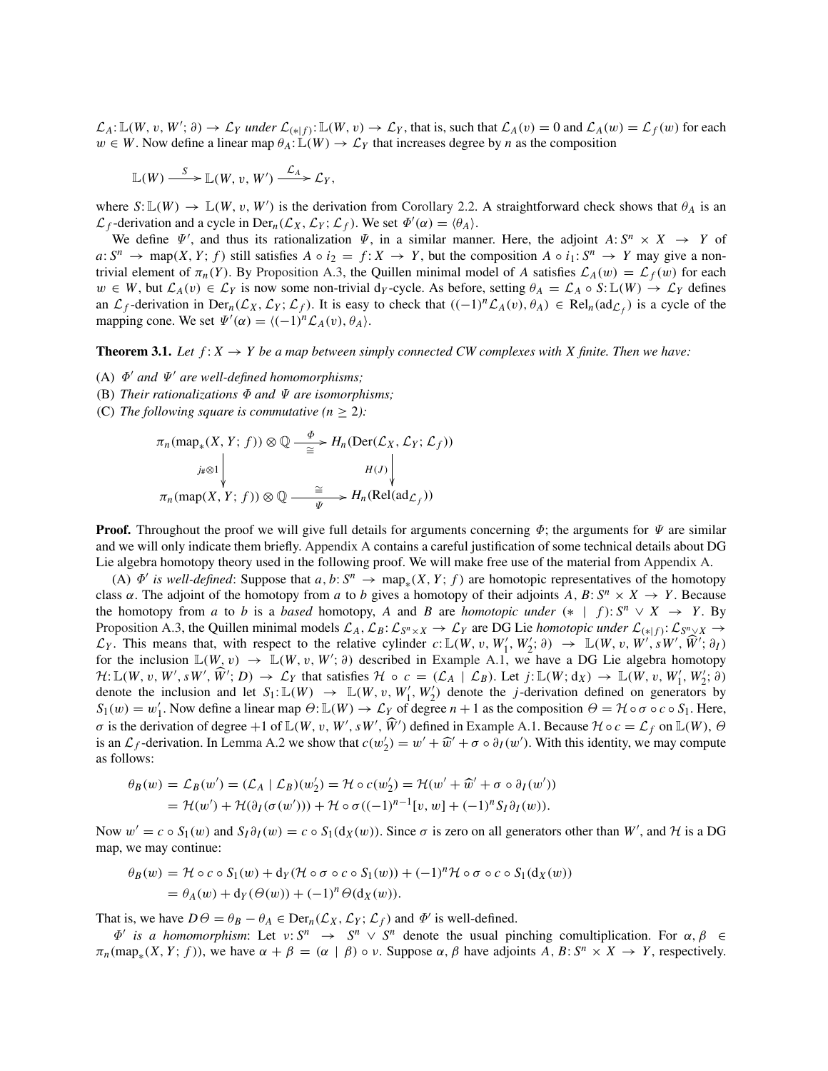$\mathcal{L}_A\colon \mathbb{L}(W, v, W'; \partial) \to \mathcal{L}_Y$ *under* $\mathcal{L}_{(*|f)}\colon \mathbb{L}(W, v) \to \mathcal{L}_Y$, that is, such that $\mathcal{L}_A(v) = 0$ and $\mathcal{L}_A(w) = \mathcal{L}_f(w)$ for each $w \in W$. Now define a linear map $\theta_A\colon \mathbb{L}(W) \to \mathcal{L}_Y$ that increases degree by $n$ as the composition

$$\mathbb{L}(W) \xrightarrow{S} \mathbb{L}(W, v, W') \xrightarrow{\mathcal{L}_A} \mathcal{L}_Y,$$

where $S\colon \mathbb{L}(W) \to \mathbb{L}(W, v, W')$ is the derivation from Corollary 2.2. A straightforward check shows that $\theta_A$ is an $\mathcal{L}_f$-derivation and a cycle in $\mathrm{Der}_n(\mathcal{L}_X, \mathcal{L}_Y; \mathcal{L}_f)$. We set $\Phi'(\alpha) = \langle \theta_A \rangle$.

We define $\Psi'$, and thus its rationalization $\Psi$, in a similar manner. Here, the adjoint $A\colon S^n \times X \to Y$ of $a\colon S^n \to \mathrm{map}(X, Y; f)$ still satisfies $A \circ i_2 = f\colon X \to Y$, but the composition $A \circ i_1\colon S^n \to Y$ may give a non-trivial element of $\pi_n(Y)$. By Proposition A.3, the Quillen minimal model of $A$ satisfies $\mathcal{L}_A(w) = \mathcal{L}_f(w)$ for each $w \in W$, but $\mathcal{L}_A(v) \in \mathcal{L}_Y$ is now some non-trivial $\mathrm{d}_Y$-cycle. As before, setting $\theta_A = \mathcal{L}_A \circ S\colon \mathbb{L}(W) \to \mathcal{L}_Y$ defines an $\mathcal{L}_f$-derivation in $\mathrm{Der}_n(\mathcal{L}_X, \mathcal{L}_Y; \mathcal{L}_f)$. It is easy to check that $((-1)^n \mathcal{L}_A(v), \theta_A) \in \mathrm{Rel}_n(\mathrm{ad}_{\mathcal{L}_f})$ is a cycle of the mapping cone. We set $\Psi'(\alpha) = \langle (-1)^n \mathcal{L}_A(v), \theta_A \rangle$.

**Theorem 3.1.** *Let $f\colon X \to Y$ be a map between simply connected CW complexes with $X$ finite. Then we have:*

(A) *$\Phi'$ and $\Psi'$ are well-defined homomorphisms;*
(B) *Their rationalizations $\Phi$ and $\Psi$ are isomorphisms;*
(C) *The following square is commutative ($n \geq 2$):*

$$\begin{array}{ccc}
\pi_n(\mathrm{map}_*(X, Y; f)) \otimes \mathbb{Q} & \xrightarrow[\cong]{\Phi} & H_n(\mathrm{Der}(\mathcal{L}_X, \mathcal{L}_Y; \mathcal{L}_f)) \\
\Big\downarrow {\scriptstyle j_\# \otimes 1} & & \Big\downarrow {\scriptstyle H(J)} \\
\pi_n(\mathrm{map}(X, Y; f)) \otimes \mathbb{Q} & \xrightarrow[\Psi]{\cong} & H_n(\mathrm{Rel}(\mathrm{ad}_{\mathcal{L}_f}))
\end{array}$$

**Proof.** Throughout the proof we will give full details for arguments concerning $\Phi$; the arguments for $\Psi$ are similar and we will only indicate them briefly. Appendix A contains a careful justification of some technical details about DG Lie algebra homotopy theory used in the following proof. We will make free use of the material from Appendix A.

(A) *$\Phi'$ is well-defined*: Suppose that $a, b\colon S^n \to \mathrm{map}_*(X, Y; f)$ are homotopic representatives of the homotopy class $\alpha$. The adjoint of the homotopy from $a$ to $b$ gives a homotopy of their adjoints $A, B\colon S^n \times X \to Y$. Because the homotopy from $a$ to $b$ is a *based* homotopy, $A$ and $B$ are *homotopic under* $(* \mid f)\colon S^n \vee X \to Y$. By Proposition A.3, the Quillen minimal models $\mathcal{L}_A, \mathcal{L}_B\colon \mathcal{L}_{S^n \times X} \to \mathcal{L}_Y$ are DG Lie *homotopic under* $\mathcal{L}_{(*|f)}\colon \mathcal{L}_{S^n \vee X} \to \mathcal{L}_Y$. This means that, with respect to the relative cylinder $c\colon \mathbb{L}(W, v, W_1', W_2'; \partial) \to \mathbb{L}(W, v, W', sW', \widehat{W}'; \partial_I)$ for the inclusion $\mathbb{L}(W, v) \to \mathbb{L}(W, v, W'; \partial)$ described in Example A.1, we have a DG Lie algebra homotopy $\mathcal{H}\colon \mathbb{L}(W, v, W', sW', \widehat{W}'; D) \to \mathcal{L}_Y$ that satisfies $\mathcal{H} \circ c = (\mathcal{L}_A \mid \mathcal{L}_B)$. Let $j\colon \mathbb{L}(W; \mathrm{d}_X) \to \mathbb{L}(W, v, W_1', W_2'; \partial)$ denote the inclusion and let $S_1\colon \mathbb{L}(W) \to \mathbb{L}(W, v, W_1', W_2')$ denote the $j$-derivation defined on generators by $S_1(w) = w_1'$. Now define a linear map $\Theta\colon \mathbb{L}(W) \to \mathcal{L}_Y$ of degree $n+1$ as the composition $\Theta = \mathcal{H} \circ \sigma \circ c \circ S_1$. Here, $\sigma$ is the derivation of degree $+1$ of $\mathbb{L}(W, v, W', sW', \widehat{W}')$ defined in Example A.1. Because $\mathcal{H} \circ c = \mathcal{L}_f$ on $\mathbb{L}(W)$, $\Theta$ is an $\mathcal{L}_f$-derivation. In Lemma A.2 we show that $c(w_2') = w' + \widehat{w}' + \sigma \circ \partial_I(w')$. With this identity, we may compute as follows:

$$\begin{aligned}
\theta_B(w) &= \mathcal{L}_B(w') = (\mathcal{L}_A \mid \mathcal{L}_B)(w_2') = \mathcal{H} \circ c(w_2') = \mathcal{H}(w' + \widehat{w}' + \sigma \circ \partial_I(w')) \\
&= \mathcal{H}(w') + \mathcal{H}(\partial_I(\sigma(w'))) + \mathcal{H} \circ \sigma((-1)^{n-1}[v, w] + (-1)^n S_I \partial_I(w)).
\end{aligned}$$

Now $w' = c \circ S_1(w)$ and $S_I \partial_I(w) = c \circ S_1(\mathrm{d}_X(w))$. Since $\sigma$ is zero on all generators other than $W'$, and $\mathcal{H}$ is a DG map, we may continue:

$$\begin{aligned}
\theta_B(w) &= \mathcal{H} \circ c \circ S_1(w) + \mathrm{d}_Y(\mathcal{H} \circ \sigma \circ c \circ S_1(w)) + (-1)^n \mathcal{H} \circ \sigma \circ c \circ S_1(\mathrm{d}_X(w)) \\
&= \theta_A(w) + \mathrm{d}_Y(\Theta(w)) + (-1)^n \Theta(\mathrm{d}_X(w)).
\end{aligned}$$

That is, we have $D\Theta = \theta_B - \theta_A \in \mathrm{Der}_n(\mathcal{L}_X, \mathcal{L}_Y; \mathcal{L}_f)$ and $\Phi'$ is well-defined.

*$\Phi'$ is a homomorphism*: Let $\nu\colon S^n \to S^n \vee S^n$ denote the usual pinching comultiplication. For $\alpha, \beta \in \pi_n(\mathrm{map}_*(X, Y; f))$, we have $\alpha + \beta = (\alpha \mid \beta) \circ \nu$. Suppose $\alpha, \beta$ have adjoints $A, B\colon S^n \times X \to Y$, respectively.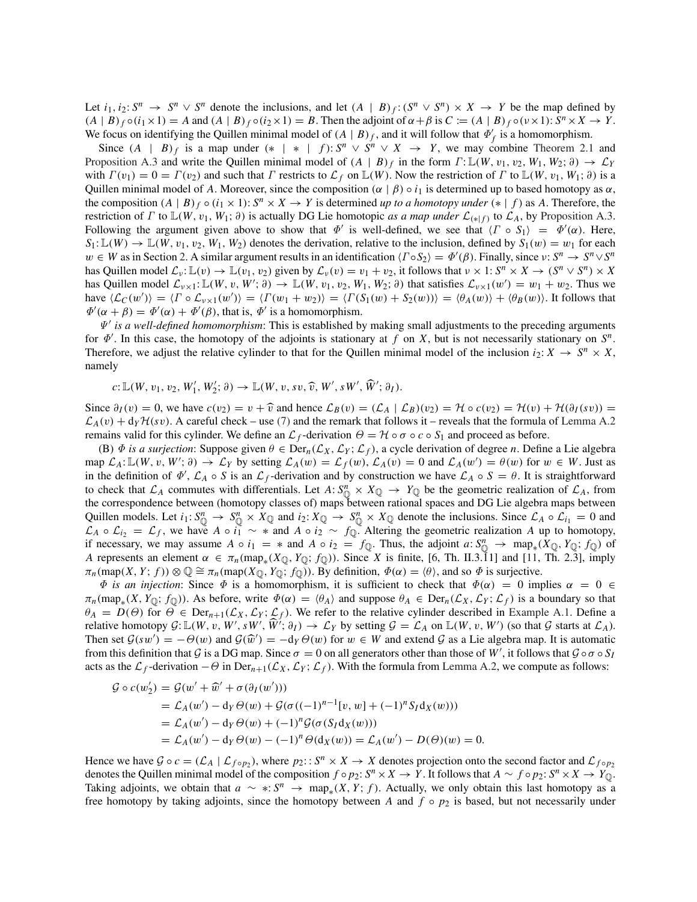Let $i_1, i_2 \colon S^n \to S^n \vee S^n$ denote the inclusions, and let $(A \mid B)_f \colon (S^n \vee S^n) \times X \to Y$ be the map defined by $(A \mid B)_f \circ (i_1 \times 1) = A$ and $(A \mid B)_f \circ (i_2 \times 1) = B$. Then the adjoint of $\alpha + \beta$ is $C := (A \mid B)_f \circ (\nu \times 1) \colon S^n \times X \to Y$. We focus on identifying the Quillen minimal model of $(A \mid B)_f$, and it will follow that $\Phi'_f$ is a homomorphism.

Since $(A \mid B)_f$ is a map under $(* \mid * \mid f) \colon S^n \vee S^n \vee X \to Y$, we may combine Theorem 2.1 and Proposition A.3 and write the Quillen minimal model of $(A \mid B)_f$ in the form $\Gamma \colon \mathbb{L}(W, v_1, v_2, W_1, W_2; \partial) \to \mathcal{L}_Y$ with $\Gamma(v_1) = 0 = \Gamma(v_2)$ and such that $\Gamma$ restricts to $\mathcal{L}_f$ on $\mathbb{L}(W)$. Now the restriction of $\Gamma$ to $\mathbb{L}(W, v_1, W_1; \partial)$ is a Quillen minimal model of $A$. Moreover, since the composition $(\alpha \mid \beta) \circ i_1$ is determined up to based homotopy as $\alpha$, the composition $(A \mid B)_f \circ (i_1 \times 1) \colon S^n \times X \to Y$ is determined *up to a homotopy under* $(* \mid f)$ as $A$. Therefore, the restriction of $\Gamma$ to $\mathbb{L}(W, v_1, W_1; \partial)$ is actually DG Lie homotopic *as a map under* $\mathcal{L}_{(*|f)}$ to $\mathcal{L}_A$, by Proposition A.3. Following the argument given above to show that $\Phi'$ is well-defined, we see that $\langle \Gamma \circ S_1 \rangle = \Phi'(\alpha)$. Here, $S_1 \colon \mathbb{L}(W) \to \mathbb{L}(W, v_1, v_2, W_1, W_2)$ denotes the derivation, relative to the inclusion, defined by $S_1(w) = w_1$ for each $w \in W$ as in Section 2. A similar argument results in an identification $\langle \Gamma \circ S_2 \rangle = \Phi'(\beta)$. Finally, since $\nu \colon S^n \to S^n \vee S^n$ has Quillen model $\mathcal{L}_\nu \colon \mathbb{L}(v) \to \mathbb{L}(v_1, v_2)$ given by $\mathcal{L}_\nu(v) = v_1 + v_2$, it follows that $\nu \times 1 \colon S^n \times X \to (S^n \vee S^n) \times X$ has Quillen model $\mathcal{L}_{\nu \times 1} \colon \mathbb{L}(W, v, W'; \partial) \to \mathbb{L}(W, v_1, v_2, W_1, W_2; \partial)$ that satisfies $\mathcal{L}_{\nu \times 1}(w') = w_1 + w_2$. Thus we have $\langle \mathcal{L}_C(w') \rangle = \langle \Gamma \circ \mathcal{L}_{\nu \times 1}(w') \rangle = \langle \Gamma(w_1 + w_2) \rangle = \langle \Gamma(S_1(w) + S_2(w)) \rangle = \langle \theta_A(w) \rangle + \langle \theta_B(w) \rangle$. It follows that $\Phi'(\alpha + \beta) = \Phi'(\alpha) + \Phi'(\beta)$, that is, $\Phi'$ is a homomorphism.

$\Psi'$ *is a well-defined homomorphism*: This is established by making small adjustments to the preceding arguments for $\Phi'$. In this case, the homotopy of the adjoints is stationary at $f$ on $X$, but is not necessarily stationary on $S^n$. Therefore, we adjust the relative cylinder to that for the Quillen minimal model of the inclusion $i_2 \colon X \to S^n \times X$, namely

$$c \colon \mathbb{L}(W, v_1, v_2, W_1', W_2'; \partial) \to \mathbb{L}(W, v, sv, \widehat{v}, W', sW', \widehat{W}'; \partial_I).$$

Since $\partial_I(v) = 0$, we have $c(v_2) = v + \widehat{v}$ and hence $\mathcal{L}_B(v) = (\mathcal{L}_A \mid \mathcal{L}_B)(v_2) = \mathcal{H} \circ c(v_2) = \mathcal{H}(v) + \mathcal{H}(\partial_I(sv)) = \mathcal{L}_A(v) + d_Y \mathcal{H}(sv)$. A careful check – use (7) and the remark that follows it – reveals that the formula of Lemma A.2 remains valid for this cylinder. We define an $\mathcal{L}_f$-derivation $\Theta = \mathcal{H} \circ \sigma \circ c \circ S_1$ and proceed as before.

(B) $\Phi$ *is a surjection*: Suppose given $\theta \in \mathrm{Der}_n(\mathcal{L}_X, \mathcal{L}_Y; \mathcal{L}_f)$, a cycle derivation of degree $n$. Define a Lie algebra map $\mathcal{L}_A \colon \mathbb{L}(W, v, W'; \partial) \to \mathcal{L}_Y$ by setting $\mathcal{L}_A(w) = \mathcal{L}_f(w)$, $\mathcal{L}_A(v) = 0$ and $\mathcal{L}_A(w') = \theta(w)$ for $w \in W$. Just as in the definition of $\Phi'$, $\mathcal{L}_A \circ S$ is an $\mathcal{L}_f$-derivation and by construction we have $\mathcal{L}_A \circ S = \theta$. It is straightforward to check that $\mathcal{L}_A$ commutes with differentials. Let $A \colon S^n_{\mathbb{Q}} \times X_{\mathbb{Q}} \to Y_{\mathbb{Q}}$ be the geometric realization of $\mathcal{L}_A$, from the correspondence between (homotopy classes of) maps between rational spaces and DG Lie algebra maps between Quillen models. Let $i_1 \colon S^n_{\mathbb{Q}} \to S^n_{\mathbb{Q}} \times X_{\mathbb{Q}}$ and $i_2 \colon X_{\mathbb{Q}} \to S^n_{\mathbb{Q}} \times X_{\mathbb{Q}}$ denote the inclusions. Since $\mathcal{L}_A \circ \mathcal{L}_{i_1} = 0$ and $\mathcal{L}_A \circ \mathcal{L}_{i_2} = \mathcal{L}_f$, we have $A \circ i_1 \sim *$ and $A \circ i_2 \sim f_{\mathbb{Q}}$. Altering the geometric realization $A$ up to homotopy, if necessary, we may assume $A \circ i_1 = *$ and $A \circ i_2 = f_{\mathbb{Q}}$. Thus, the adjoint $a \colon S^n_{\mathbb{Q}} \to \mathrm{map}_*(X_{\mathbb{Q}}, Y_{\mathbb{Q}}; f_{\mathbb{Q}})$ of $A$ represents an element $\alpha \in \pi_n(\mathrm{map}_*(X_{\mathbb{Q}}, Y_{\mathbb{Q}}; f_{\mathbb{Q}}))$. Since $X$ is finite, [6, Th. II.3.11] and [11, Th. 2.3], imply $\pi_n(\mathrm{map}(X, Y; f)) \otimes \mathbb{Q} \cong \pi_n(\mathrm{map}(X_{\mathbb{Q}}, Y_{\mathbb{Q}}; f_{\mathbb{Q}}))$. By definition, $\Phi(\alpha) = \langle \theta \rangle$, and so $\Phi$ is surjective.

$\Phi$ *is an injection*: Since $\Phi$ is a homomorphism, it is sufficient to check that $\Phi(\alpha) = 0$ implies $\alpha = 0 \in \pi_n(\mathrm{map}_*(X, Y_{\mathbb{Q}}; f_{\mathbb{Q}}))$. As before, write $\Phi(\alpha) = \langle \theta_A \rangle$ and suppose $\theta_A \in \mathrm{Der}_n(\mathcal{L}_X, \mathcal{L}_Y; \mathcal{L}_f)$ is a boundary so that $\theta_A = D(\Theta)$ for $\Theta \in \mathrm{Der}_{n+1}(\mathcal{L}_X, \mathcal{L}_Y; \mathcal{L}_f)$. We refer to the relative cylinder described in Example A.1. Define a relative homotopy $\mathcal{G} \colon \mathbb{L}(W, v, W', sW', \widehat{W}'; \partial_I) \to \mathcal{L}_Y$ by setting $\mathcal{G} = \mathcal{L}_A$ on $\mathbb{L}(W, v, W')$ (so that $\mathcal{G}$ starts at $\mathcal{L}_A$). Then set $\mathcal{G}(sw') = -\Theta(w)$ and $\mathcal{G}(\widehat{w}') = -d_Y \Theta(w)$ for $w \in W$ and extend $\mathcal{G}$ as a Lie algebra map. It is automatic from this definition that $\mathcal{G}$ is a DG map. Since $\sigma = 0$ on all generators other than those of $W'$, it follows that $\mathcal{G} \circ \sigma \circ S_I$ acts as the $\mathcal{L}_f$-derivation $-\Theta$ in $\mathrm{Der}_{n+1}(\mathcal{L}_X, \mathcal{L}_Y; \mathcal{L}_f)$. With the formula from Lemma A.2, we compute as follows:

$$\begin{aligned}
\mathcal{G} \circ c(w_2') &= \mathcal{G}(w' + \widehat{w}' + \sigma(\partial_I(w'))) \\
&= \mathcal{L}_A(w') - d_Y \Theta(w) + \mathcal{G}(\sigma((-1)^{n-1}[v, w] + (-1)^n S_I d_X(w))) \\
&= \mathcal{L}_A(w') - d_Y \Theta(w) + (-1)^n \mathcal{G}(\sigma(S_I d_X(w))) \\
&= \mathcal{L}_A(w') - d_Y \Theta(w) - (-1)^n \Theta(d_X(w)) = \mathcal{L}_A(w') - D(\Theta)(w) = 0.
\end{aligned}$$

Hence we have $\mathcal{G} \circ c = (\mathcal{L}_A \mid \mathcal{L}_{f \circ p_2})$, where $p_2 \colon \colon S^n \times X \to X$ denotes projection onto the second factor and $\mathcal{L}_{f \circ p_2}$ denotes the Quillen minimal model of the composition $f \circ p_2 \colon S^n \times X \to Y$. It follows that $A \sim f \circ p_2 \colon S^n \times X \to Y_{\mathbb{Q}}$. Taking adjoints, we obtain that $a \sim * \colon S^n \to \mathrm{map}_*(X, Y; f)$. Actually, we only obtain this last homotopy as a free homotopy by taking adjoints, since the homotopy between $A$ and $f \circ p_2$ is based, but not necessarily under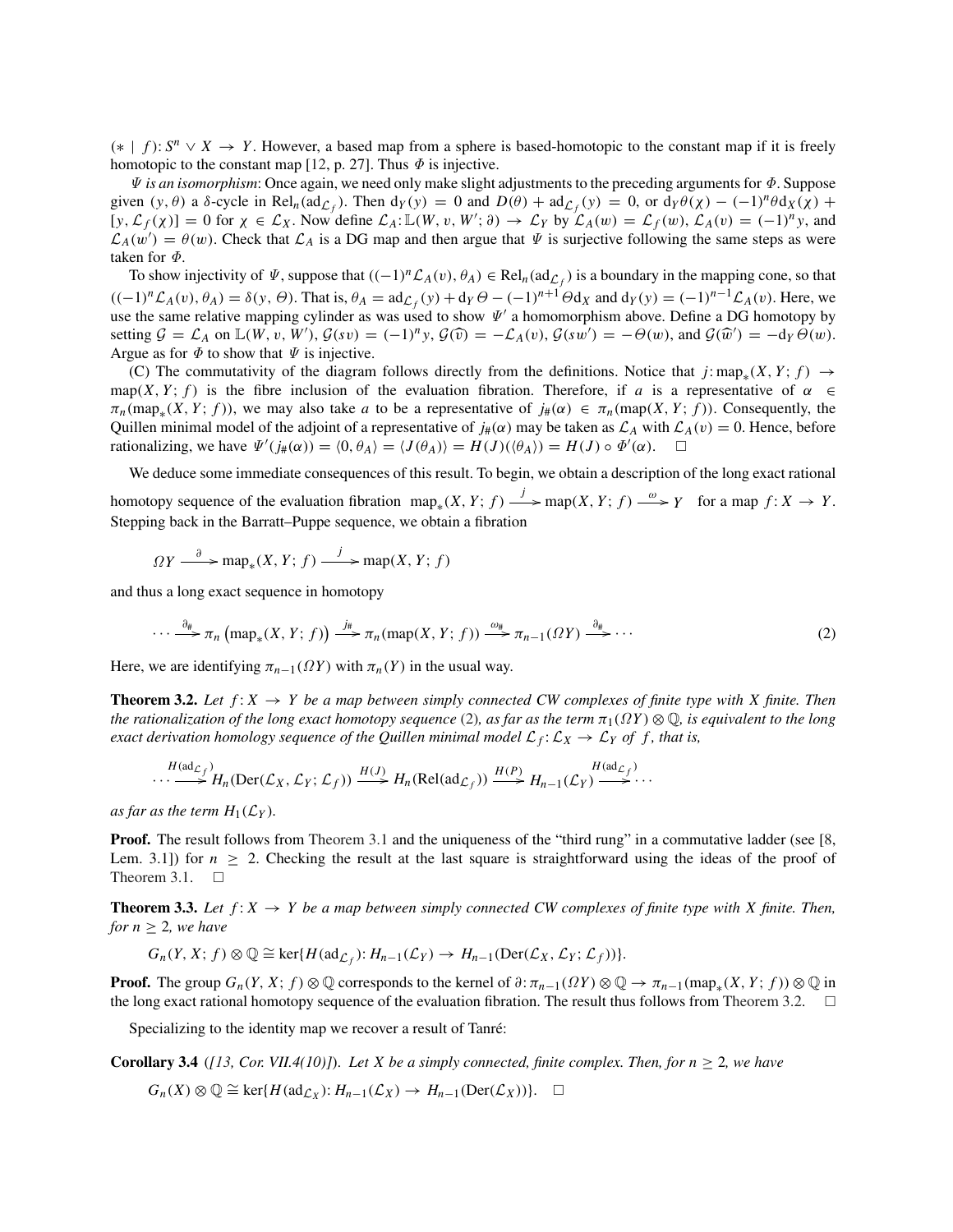$(* \mid f)\colon S^n \vee X \to Y$. However, a based map from a sphere is based-homotopic to the constant map if it is freely homotopic to the constant map [12, p. 27]. Thus $\Phi$ is injective.

*$\Psi$ is an isomorphism*: Once again, we need only make slight adjustments to the preceding arguments for $\Phi$. Suppose given $(y, \theta)$ a $\delta$-cycle in $\mathrm{Rel}_n(\mathrm{ad}_{\mathcal{L}_f})$. Then $d_Y(y) = 0$ and $D(\theta) + \mathrm{ad}_{\mathcal{L}_f}(y) = 0$, or $d_Y\theta(\chi) - (-1)^n\theta d_X(\chi) + [y, \mathcal{L}_f(\chi)] = 0$ for $\chi \in \mathcal{L}_X$. Now define $\mathcal{L}_A\colon \mathbb{L}(W, v, W'; \partial) \to \mathcal{L}_Y$ by $\mathcal{L}_A(w) = \mathcal{L}_f(w)$, $\mathcal{L}_A(v) = (-1)^n y$, and $\mathcal{L}_A(w') = \theta(w)$. Check that $\mathcal{L}_A$ is a DG map and then argue that $\Psi$ is surjective following the same steps as were taken for $\Phi$.

To show injectivity of $\Psi$, suppose that $((-1)^n\mathcal{L}_A(v), \theta_A) \in \mathrm{Rel}_n(\mathrm{ad}_{\mathcal{L}_f})$ is a boundary in the mapping cone, so that $((-1)^n\mathcal{L}_A(v), \theta_A) = \delta(y, \Theta)$. That is, $\theta_A = \mathrm{ad}_{\mathcal{L}_f}(y) + d_Y\Theta - (-1)^{n+1}\Theta d_X$ and $d_Y(y) = (-1)^{n-1}\mathcal{L}_A(v)$. Here, we use the same relative mapping cylinder as was used to show $\Psi'$ a homomorphism above. Define a DG homotopy by setting $\mathcal{G} = \mathcal{L}_A$ on $\mathbb{L}(W, v, W')$, $\mathcal{G}(sv) = (-1)^n y$, $\mathcal{G}(\widehat{v}) = -\mathcal{L}_A(v)$, $\mathcal{G}(sw') = -\Theta(w)$, and $\mathcal{G}(\widehat{w}') = -d_Y\Theta(w)$. Argue as for $\Phi$ to show that $\Psi$ is injective.

(C) The commutativity of the diagram follows directly from the definitions. Notice that $j\colon \mathrm{map}_*(X, Y; f) \to \mathrm{map}(X, Y; f)$ is the fibre inclusion of the evaluation fibration. Therefore, if $a$ is a representative of $\alpha \in \pi_n(\mathrm{map}_*(X, Y; f))$, we may also take $a$ to be a representative of $j_\#(\alpha) \in \pi_n(\mathrm{map}(X, Y; f))$. Consequently, the Quillen minimal model of the adjoint of a representative of $j_\#(\alpha)$ may be taken as $\mathcal{L}_A$ with $\mathcal{L}_A(v) = 0$. Hence, before rationalizing, we have $\Psi'(j_\#(\alpha)) = \langle 0, \theta_A\rangle = \langle J(\theta_A)\rangle = H(J)(\langle\theta_A\rangle) = H(J) \circ \Phi'(\alpha)$. $\square$

We deduce some immediate consequences of this result. To begin, we obtain a description of the long exact rational homotopy sequence of the evaluation fibration $\mathrm{map}_*(X, Y; f) \xrightarrow{j} \mathrm{map}(X, Y; f) \xrightarrow{\omega} Y$ for a map $f\colon X \to Y$. Stepping back in the Barratt–Puppe sequence, we obtain a fibration

$$\Omega Y \xrightarrow{\partial} \mathrm{map}_*(X, Y; f) \xrightarrow{j} \mathrm{map}(X, Y; f)$$

and thus a long exact sequence in homotopy

$$\cdots \xrightarrow{\partial_\#} \pi_n\left(\mathrm{map}_*(X, Y; f)\right) \xrightarrow{j_\#} \pi_n(\mathrm{map}(X, Y; f)) \xrightarrow{\omega_\#} \pi_{n-1}(\Omega Y) \xrightarrow{\partial_\#} \cdots \tag{2}$$

Here, we are identifying $\pi_{n-1}(\Omega Y)$ with $\pi_n(Y)$ in the usual way.

**Theorem 3.2.** *Let $f\colon X \to Y$ be a map between simply connected CW complexes of finite type with $X$ finite. Then the rationalization of the long exact homotopy sequence* (2)*, as far as the term $\pi_1(\Omega Y) \otimes \mathbb{Q}$, is equivalent to the long exact derivation homology sequence of the Quillen minimal model $\mathcal{L}_f\colon \mathcal{L}_X \to \mathcal{L}_Y$ of $f$, that is,*

$$\cdots \xrightarrow{H(\mathrm{ad}_{\mathcal{L}_f})} H_n(\mathrm{Der}(\mathcal{L}_X, \mathcal{L}_Y; \mathcal{L}_f)) \xrightarrow{H(J)} H_n(\mathrm{Rel}(\mathrm{ad}_{\mathcal{L}_f})) \xrightarrow{H(P)} H_{n-1}(\mathcal{L}_Y) \xrightarrow{H(\mathrm{ad}_{\mathcal{L}_f})} \cdots$$

*as far as the term $H_1(\mathcal{L}_Y)$.*

**Proof.** The result follows from Theorem 3.1 and the uniqueness of the "third rung" in a commutative ladder (see [8, Lem. 3.1]) for $n \geq 2$. Checking the result at the last square is straightforward using the ideas of the proof of Theorem 3.1. $\square$

**Theorem 3.3.** *Let $f\colon X \to Y$ be a map between simply connected CW complexes of finite type with $X$ finite. Then, for $n \geq 2$, we have*

$$G_n(Y, X; f) \otimes \mathbb{Q} \cong \ker\{H(\mathrm{ad}_{\mathcal{L}_f})\colon H_{n-1}(\mathcal{L}_Y) \to H_{n-1}(\mathrm{Der}(\mathcal{L}_X, \mathcal{L}_Y; \mathcal{L}_f))\}.$$

**Proof.** The group $G_n(Y, X; f) \otimes \mathbb{Q}$ corresponds to the kernel of $\partial\colon \pi_{n-1}(\Omega Y) \otimes \mathbb{Q} \to \pi_{n-1}(\mathrm{map}_*(X, Y; f)) \otimes \mathbb{Q}$ in the long exact rational homotopy sequence of the evaluation fibration. The result thus follows from Theorem 3.2. $\square$

Specializing to the identity map we recover a result of Tanré:

**Corollary 3.4** (*[13, Cor. VII.4(10)]*). *Let $X$ be a simply connected, finite complex. Then, for $n \geq 2$, we have*

$$G_n(X) \otimes \mathbb{Q} \cong \ker\{H(\mathrm{ad}_{\mathcal{L}_X})\colon H_{n-1}(\mathcal{L}_X) \to H_{n-1}(\mathrm{Der}(\mathcal{L}_X))\}. \quad \square$$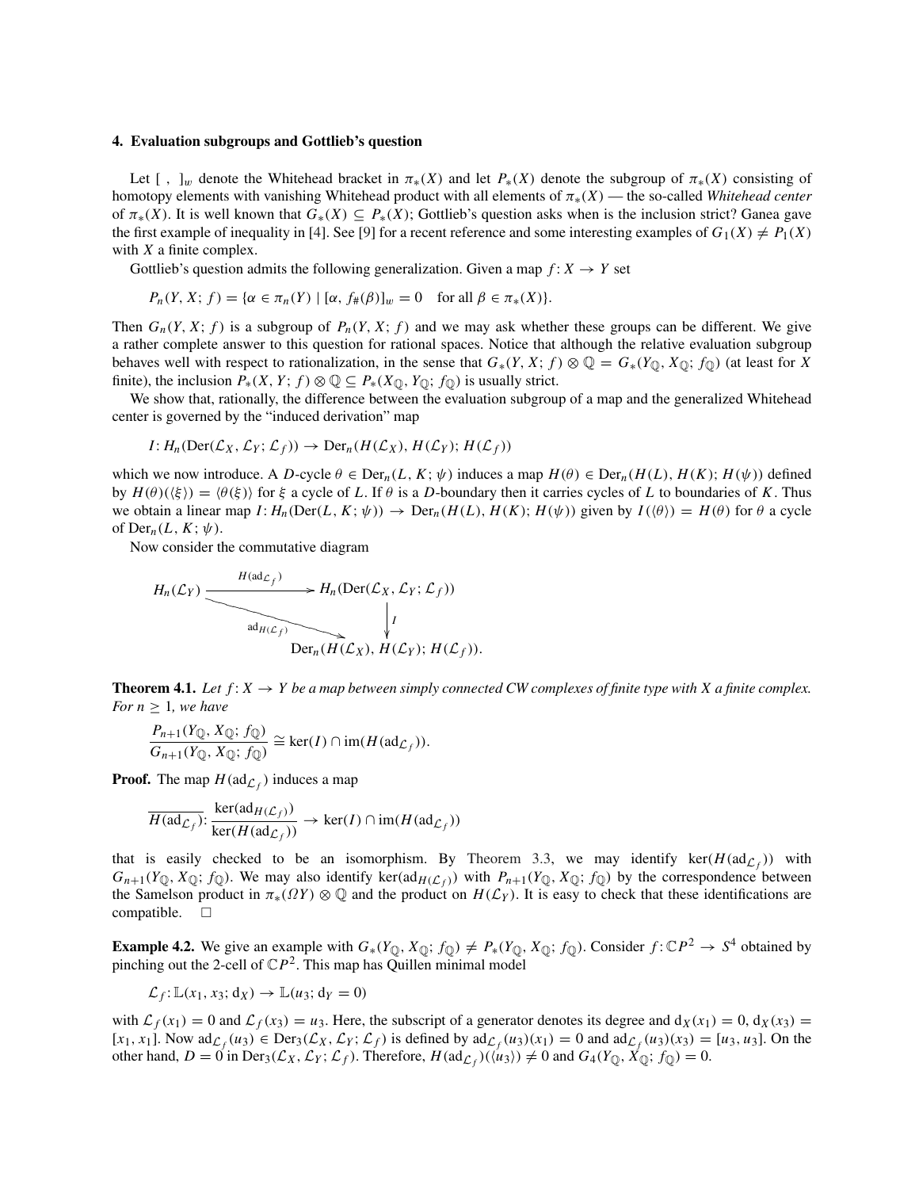### 4. Evaluation subgroups and Gottlieb's question

Let $[\ ,\ ]_w$ denote the Whitehead bracket in $\pi_*(X)$ and let $P_*(X)$ denote the subgroup of $\pi_*(X)$ consisting of homotopy elements with vanishing Whitehead product with all elements of $\pi_*(X)$ — the so-called *Whitehead center* of $\pi_*(X)$. It is well known that $G_*(X) \subseteq P_*(X)$; Gottlieb's question asks when is the inclusion strict? Ganea gave the first example of inequality in [4]. See [9] for a recent reference and some interesting examples of $G_1(X) \neq P_1(X)$ with $X$ a finite complex.

Gottlieb's question admits the following generalization. Given a map $f\colon X \to Y$ set

$$P_n(Y, X; f) = \{\alpha \in \pi_n(Y) \mid [\alpha, f_\#(\beta)]_w = 0 \quad \text{for all } \beta \in \pi_*(X)\}.$$

Then $G_n(Y, X; f)$ is a subgroup of $P_n(Y, X; f)$ and we may ask whether these groups can be different. We give a rather complete answer to this question for rational spaces. Notice that although the relative evaluation subgroup behaves well with respect to rationalization, in the sense that $G_*(Y, X; f) \otimes \mathbb{Q} = G_*(Y_\mathbb{Q}, X_\mathbb{Q}; f_\mathbb{Q})$ (at least for $X$ finite), the inclusion $P_*(X, Y; f) \otimes \mathbb{Q} \subseteq P_*(X_\mathbb{Q}, Y_\mathbb{Q}; f_\mathbb{Q})$ is usually strict.

We show that, rationally, the difference between the evaluation subgroup of a map and the generalized Whitehead center is governed by the "induced derivation" map

$$I\colon H_n(\mathrm{Der}(\mathcal{L}_X, \mathcal{L}_Y; \mathcal{L}_f)) \to \mathrm{Der}_n(H(\mathcal{L}_X), H(\mathcal{L}_Y); H(\mathcal{L}_f))$$

which we now introduce. A $D$-cycle $\theta \in \mathrm{Der}_n(L, K; \psi)$ induces a map $H(\theta) \in \mathrm{Der}_n(H(L), H(K); H(\psi))$ defined by $H(\theta)(\langle\xi\rangle) = \langle\theta(\xi)\rangle$ for $\xi$ a cycle of $L$. If $\theta$ is a $D$-boundary then it carries cycles of $L$ to boundaries of $K$. Thus we obtain a linear map $I\colon H_n(\mathrm{Der}(L, K; \psi)) \to \mathrm{Der}_n(H(L), H(K); H(\psi))$ given by $I(\langle\theta\rangle) = H(\theta)$ for $\theta$ a cycle of $\mathrm{Der}_n(L, K; \psi)$.

Now consider the commutative diagram

$$\begin{array}{ccc} H_n(\mathcal{L}_Y) & \xrightarrow{H(\mathrm{ad}_{\mathcal{L}_f})} & H_n(\mathrm{Der}(\mathcal{L}_X, \mathcal{L}_Y; \mathcal{L}_f)) \\ & \searrow^{\mathrm{ad}_{H(\mathcal{L}_f)}} & \downarrow I \\ & & \mathrm{Der}_n(H(\mathcal{L}_X), H(\mathcal{L}_Y); H(\mathcal{L}_f)). \end{array}$$

**Theorem 4.1.** *Let $f\colon X \to Y$ be a map between simply connected CW complexes of finite type with $X$ a finite complex. For $n \geq 1$, we have*

$$\frac{P_{n+1}(Y_\mathbb{Q}, X_\mathbb{Q}; f_\mathbb{Q})}{G_{n+1}(Y_\mathbb{Q}, X_\mathbb{Q}; f_\mathbb{Q})} \cong \ker(I) \cap \mathrm{im}(H(\mathrm{ad}_{\mathcal{L}_f})).$$

**Proof.** The map $H(\mathrm{ad}_{\mathcal{L}_f})$ induces a map

$$\overline{H(\mathrm{ad}_{\mathcal{L}_f})}\colon \frac{\ker(\mathrm{ad}_{H(\mathcal{L}_f)})}{\ker(H(\mathrm{ad}_{\mathcal{L}_f}))} \to \ker(I) \cap \mathrm{im}(H(\mathrm{ad}_{\mathcal{L}_f}))$$

that is easily checked to be an isomorphism. By Theorem 3.3, we may identify $\ker(H(\mathrm{ad}_{\mathcal{L}_f}))$ with $G_{n+1}(Y_\mathbb{Q}, X_\mathbb{Q}; f_\mathbb{Q})$. We may also identify $\ker(\mathrm{ad}_{H(\mathcal{L}_f)})$ with $P_{n+1}(Y_\mathbb{Q}, X_\mathbb{Q}; f_\mathbb{Q})$ by the correspondence between the Samelson product in $\pi_*(\Omega Y) \otimes \mathbb{Q}$ and the product on $H(\mathcal{L}_Y)$. It is easy to check that these identifications are compatible. □

**Example 4.2.** We give an example with $G_*(Y_\mathbb{Q}, X_\mathbb{Q}; f_\mathbb{Q}) \neq P_*(Y_\mathbb{Q}, X_\mathbb{Q}; f_\mathbb{Q})$. Consider $f\colon \mathbb{C}P^2 \to S^4$ obtained by pinching out the 2-cell of $\mathbb{C}P^2$. This map has Quillen minimal model

$$\mathcal{L}_f\colon \mathbb{L}(x_1, x_3; d_X) \to \mathbb{L}(u_3; d_Y = 0)$$

with $\mathcal{L}_f(x_1) = 0$ and $\mathcal{L}_f(x_3) = u_3$. Here, the subscript of a generator denotes its degree and $d_X(x_1) = 0$, $d_X(x_3) = [x_1, x_1]$. Now $\mathrm{ad}_{\mathcal{L}_f}(u_3) \in \mathrm{Der}_3(\mathcal{L}_X, \mathcal{L}_Y; \mathcal{L}_f)$ is defined by $\mathrm{ad}_{\mathcal{L}_f}(u_3)(x_1) = 0$ and $\mathrm{ad}_{\mathcal{L}_f}(u_3)(x_3) = [u_3, u_3]$. On the other hand, $D = 0$ in $\mathrm{Der}_3(\mathcal{L}_X, \mathcal{L}_Y; \mathcal{L}_f)$. Therefore, $H(\mathrm{ad}_{\mathcal{L}_f})(\langle u_3\rangle) \neq 0$ and $G_4(Y_\mathbb{Q}, X_\mathbb{Q}; f_\mathbb{Q}) = 0$.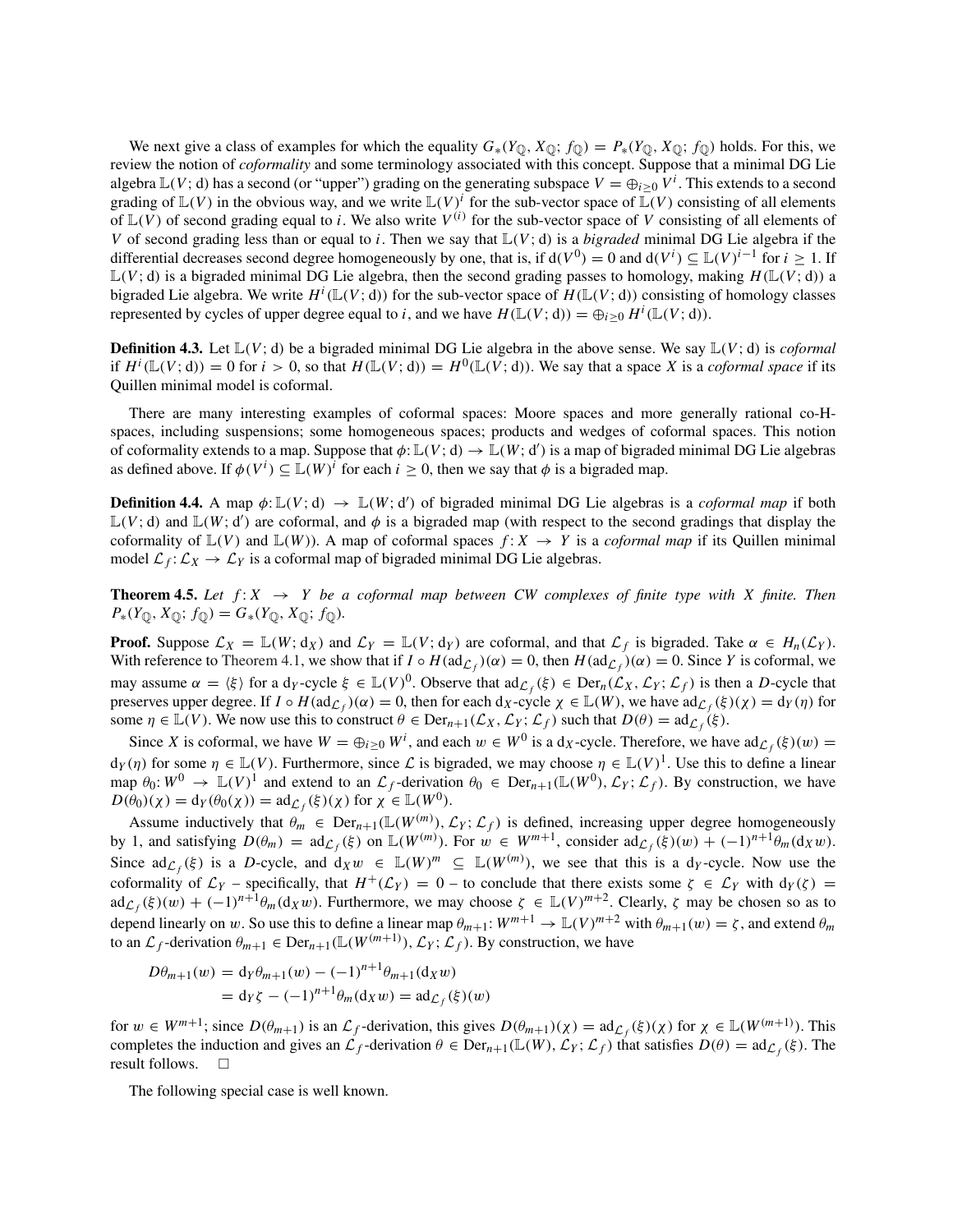We next give a class of examples for which the equality $G_*(Y_{\mathbb{Q}}, X_{\mathbb{Q}}; f_{\mathbb{Q}}) = P_*(Y_{\mathbb{Q}}, X_{\mathbb{Q}}; f_{\mathbb{Q}})$ holds. For this, we review the notion of *coformality* and some terminology associated with this concept. Suppose that a minimal DG Lie algebra $\mathbb{L}(V; \mathrm{d})$ has a second (or "upper") grading on the generating subspace $V = \oplus_{i\geq 0} V^i$. This extends to a second grading of $\mathbb{L}(V)$ in the obvious way, and we write $\mathbb{L}(V)^i$ for the sub-vector space of $\mathbb{L}(V)$ consisting of all elements of $\mathbb{L}(V)$ of second grading equal to $i$. We also write $V^{(i)}$ for the sub-vector space of $V$ consisting of all elements of $V$ of second grading less than or equal to $i$. Then we say that $\mathbb{L}(V; \mathrm{d})$ is a *bigraded* minimal DG Lie algebra if the differential decreases second degree homogeneously by one, that is, if $\mathrm{d}(V^0) = 0$ and $\mathrm{d}(V^i) \subseteq \mathbb{L}(V)^{i-1}$ for $i \geq 1$. If $\mathbb{L}(V; \mathrm{d})$ is a bigraded minimal DG Lie algebra, then the second grading passes to homology, making $H(\mathbb{L}(V; \mathrm{d}))$ a bigraded Lie algebra. We write $H^i(\mathbb{L}(V; \mathrm{d}))$ for the sub-vector space of $H(\mathbb{L}(V; \mathrm{d}))$ consisting of homology classes represented by cycles of upper degree equal to $i$, and we have $H(\mathbb{L}(V; \mathrm{d})) = \oplus_{i\geq 0} H^i(\mathbb{L}(V; \mathrm{d}))$.

**Definition 4.3.** Let $\mathbb{L}(V; \mathrm{d})$ be a bigraded minimal DG Lie algebra in the above sense. We say $\mathbb{L}(V; \mathrm{d})$ is *coformal* if $H^i(\mathbb{L}(V; \mathrm{d})) = 0$ for $i > 0$, so that $H(\mathbb{L}(V; \mathrm{d})) = H^0(\mathbb{L}(V; \mathrm{d}))$. We say that a space $X$ is a *coformal space* if its Quillen minimal model is coformal.

There are many interesting examples of coformal spaces: Moore spaces and more generally rational co-H-spaces, including suspensions; some homogeneous spaces; products and wedges of coformal spaces. This notion of coformality extends to a map. Suppose that $\phi: \mathbb{L}(V; \mathrm{d}) \to \mathbb{L}(W; \mathrm{d}')$ is a map of bigraded minimal DG Lie algebras as defined above. If $\phi(V^i) \subseteq \mathbb{L}(W)^i$ for each $i \geq 0$, then we say that $\phi$ is a bigraded map.

**Definition 4.4.** A map $\phi: \mathbb{L}(V; \mathrm{d}) \to \mathbb{L}(W; \mathrm{d}')$ of bigraded minimal DG Lie algebras is a *coformal map* if both $\mathbb{L}(V; \mathrm{d})$ and $\mathbb{L}(W; \mathrm{d}')$ are coformal, and $\phi$ is a bigraded map (with respect to the second gradings that display the coformality of $\mathbb{L}(V)$ and $\mathbb{L}(W)$). A map of coformal spaces $f: X \to Y$ is a *coformal map* if its Quillen minimal model $\mathcal{L}_f: \mathcal{L}_X \to \mathcal{L}_Y$ is a coformal map of bigraded minimal DG Lie algebras.

**Theorem 4.5.** *Let $f: X \to Y$ be a coformal map between CW complexes of finite type with $X$ finite. Then $P_*(Y_{\mathbb{Q}}, X_{\mathbb{Q}}; f_{\mathbb{Q}}) = G_*(Y_{\mathbb{Q}}, X_{\mathbb{Q}}; f_{\mathbb{Q}})$.*

**Proof.** Suppose $\mathcal{L}_X = \mathbb{L}(W; \mathrm{d}_X)$ and $\mathcal{L}_Y = \mathbb{L}(V; \mathrm{d}_Y)$ are coformal, and that $\mathcal{L}_f$ is bigraded. Take $\alpha \in H_n(\mathcal{L}_Y)$. With reference to Theorem 4.1, we show that if $I \circ H(\mathrm{ad}_{\mathcal{L}_f})(\alpha) = 0$, then $H(\mathrm{ad}_{\mathcal{L}_f})(\alpha) = 0$. Since $Y$ is coformal, we may assume $\alpha = \langle \xi \rangle$ for a $\mathrm{d}_Y$-cycle $\xi \in \mathbb{L}(V)^0$. Observe that $\mathrm{ad}_{\mathcal{L}_f}(\xi) \in \mathrm{Der}_n(\mathcal{L}_X, \mathcal{L}_Y; \mathcal{L}_f)$ is then a $D$-cycle that preserves upper degree. If $I \circ H(\mathrm{ad}_{\mathcal{L}_f})(\alpha) = 0$, then for each $\mathrm{d}_X$-cycle $\chi \in \mathbb{L}(W)$, we have $\mathrm{ad}_{\mathcal{L}_f}(\xi)(\chi) = \mathrm{d}_Y(\eta)$ for some $\eta \in \mathbb{L}(V)$. We now use this to construct $\theta \in \mathrm{Der}_{n+1}(\mathcal{L}_X, \mathcal{L}_Y; \mathcal{L}_f)$ such that $D(\theta) = \mathrm{ad}_{\mathcal{L}_f}(\xi)$.

Since $X$ is coformal, we have $W = \oplus_{i\geq 0} W^i$, and each $w \in W^0$ is a $\mathrm{d}_X$-cycle. Therefore, we have $\mathrm{ad}_{\mathcal{L}_f}(\xi)(w) = \mathrm{d}_Y(\eta)$ for some $\eta \in \mathbb{L}(V)$. Furthermore, since $\mathcal{L}$ is bigraded, we may choose $\eta \in \mathbb{L}(V)^1$. Use this to define a linear map $\theta_0: W^0 \to \mathbb{L}(V)^1$ and extend to an $\mathcal{L}_f$-derivation $\theta_0 \in \mathrm{Der}_{n+1}(\mathbb{L}(W^0), \mathcal{L}_Y; \mathcal{L}_f)$. By construction, we have $D(\theta_0)(\chi) = \mathrm{d}_Y(\theta_0(\chi)) = \mathrm{ad}_{\mathcal{L}_f}(\xi)(\chi)$ for $\chi \in \mathbb{L}(W^0)$.

Assume inductively that $\theta_m \in \mathrm{Der}_{n+1}(\mathbb{L}(W^{(m)}), \mathcal{L}_Y; \mathcal{L}_f)$ is defined, increasing upper degree homogeneously by 1, and satisfying $D(\theta_m) = \mathrm{ad}_{\mathcal{L}_f}(\xi)$ on $\mathbb{L}(W^{(m)})$. For $w \in W^{m+1}$, consider $\mathrm{ad}_{\mathcal{L}_f}(\xi)(w) + (-1)^{n+1}\theta_m(\mathrm{d}_X w)$. Since $\mathrm{ad}_{\mathcal{L}_f}(\xi)$ is a $D$-cycle, and $\mathrm{d}_X w \in \mathbb{L}(W)^m \subseteq \mathbb{L}(W^{(m)})$, we see that this is a $\mathrm{d}_Y$-cycle. Now use the coformality of $\mathcal{L}_Y$ – specifically, that $H^+(\mathcal{L}_Y) = 0$ – to conclude that there exists some $\zeta \in \mathcal{L}_Y$ with $\mathrm{d}_Y(\zeta) = \mathrm{ad}_{\mathcal{L}_f}(\xi)(w) + (-1)^{n+1}\theta_m(\mathrm{d}_X w)$. Furthermore, we may choose $\zeta \in \mathbb{L}(V)^{m+2}$. Clearly, $\zeta$ may be chosen so as to depend linearly on $w$. So use this to define a linear map $\theta_{m+1}: W^{m+1} \to \mathbb{L}(V)^{m+2}$ with $\theta_{m+1}(w) = \zeta$, and extend $\theta_m$ to an $\mathcal{L}_f$-derivation $\theta_{m+1} \in \mathrm{Der}_{n+1}(\mathbb{L}(W^{(m+1)}), \mathcal{L}_Y; \mathcal{L}_f)$. By construction, we have

$$\begin{aligned} D\theta_{m+1}(w) &= \mathrm{d}_Y\theta_{m+1}(w) - (-1)^{n+1}\theta_{m+1}(\mathrm{d}_X w) \\ &= \mathrm{d}_Y\zeta - (-1)^{n+1}\theta_m(\mathrm{d}_X w) = \mathrm{ad}_{\mathcal{L}_f}(\xi)(w) \end{aligned}$$

for $w \in W^{m+1}$; since $D(\theta_{m+1})$ is an $\mathcal{L}_f$-derivation, this gives $D(\theta_{m+1})(\chi) = \mathrm{ad}_{\mathcal{L}_f}(\xi)(\chi)$ for $\chi \in \mathbb{L}(W^{(m+1)})$. This completes the induction and gives an $\mathcal{L}_f$-derivation $\theta \in \mathrm{Der}_{n+1}(\mathbb{L}(W), \mathcal{L}_Y; \mathcal{L}_f)$ that satisfies $D(\theta) = \mathrm{ad}_{\mathcal{L}_f}(\xi)$. The result follows. $\square$

The following special case is well known.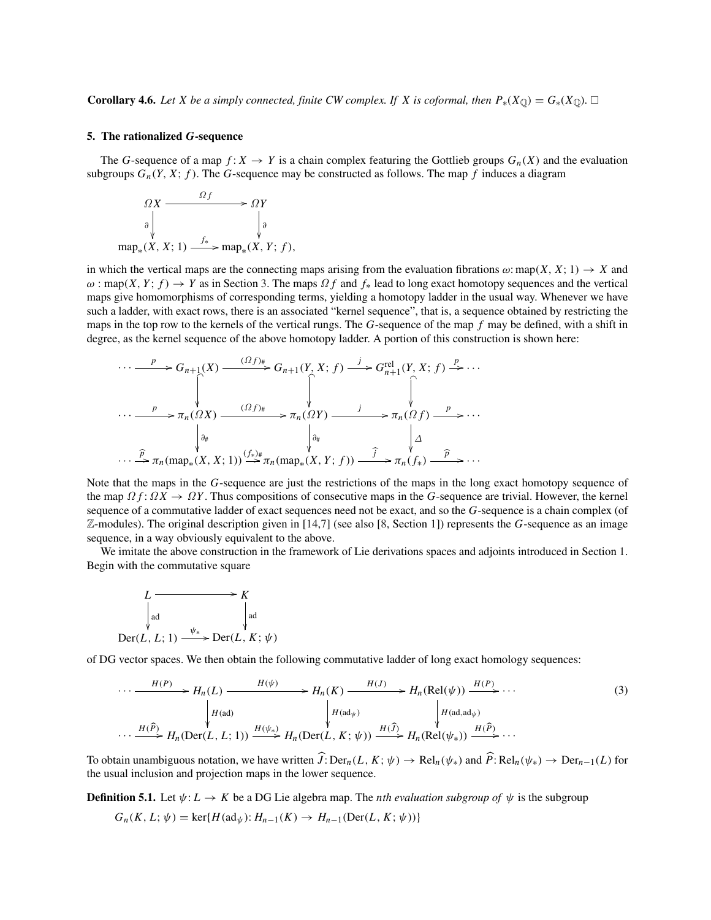**Corollary 4.6.** *Let $X$ be a simply connected, finite CW complex. If $X$ is coformal, then $P_*(X_{\mathbb{Q}}) = G_*(X_{\mathbb{Q}})$.* □

## 5. The rationalized *G*-sequence

The $G$-sequence of a map $f: X \to Y$ is a chain complex featuring the Gottlieb groups $G_n(X)$ and the evaluation subgroups $G_n(Y, X; f)$. The $G$-sequence may be constructed as follows. The map $f$ induces a diagram

$$\begin{array}{ccc} \Omega X & \xrightarrow{\Omega f} & \Omega Y \\ \downarrow{\scriptstyle \partial} & & \downarrow{\scriptstyle \partial} \\ \mathrm{map}_*(X, X; 1) & \xrightarrow{f_*} & \mathrm{map}_*(X, Y; f), \end{array}$$

in which the vertical maps are the connecting maps arising from the evaluation fibrations $\omega: \mathrm{map}(X, X; 1) \to X$ and $\omega: \mathrm{map}(X, Y; f) \to Y$ as in Section 3. The maps $\Omega f$ and $f_*$ lead to long exact homotopy sequences and the vertical maps give homomorphisms of corresponding terms, yielding a homotopy ladder in the usual way. Whenever we have such a ladder, with exact rows, there is an associated "kernel sequence", that is, a sequence obtained by restricting the maps in the top row to the kernels of the vertical rungs. The $G$-sequence of the map $f$ may be defined, with a shift in degree, as the kernel sequence of the above homotopy ladder. A portion of this construction is shown here:

$$\begin{array}{ccccccccc} \cdots & \xrightarrow{p} & G_{n+1}(X) & \xrightarrow{(\Omega f)_\#} & G_{n+1}(Y, X; f) & \xrightarrow{j} & G^{\mathrm{rel}}_{n+1}(Y, X; f) & \xrightarrow{p} & \cdots \\ & & \downarrow & & \downarrow & & \downarrow & & \\ \cdots & \xrightarrow{p} & \pi_n(\Omega X) & \xrightarrow{(\Omega f)_\#} & \pi_n(\Omega Y) & \xrightarrow{j} & \pi_n(\Omega f) & \xrightarrow{p} & \cdots \\ & & \downarrow{\scriptstyle \partial_\#} & & \downarrow{\scriptstyle \partial_\#} & & \downarrow{\scriptstyle \Delta} & & \\ \cdots & \xrightarrow{\widehat{p}} & \pi_n(\mathrm{map}_*(X, X; 1)) & \xrightarrow{(f_*)_\#} & \pi_n(\mathrm{map}_*(X, Y; f)) & \xrightarrow{\widehat{j}} & \pi_n(f_*) & \xrightarrow{\widehat{p}} & \cdots \end{array}$$

Note that the maps in the $G$-sequence are just the restrictions of the maps in the long exact homotopy sequence of the map $\Omega f: \Omega X \to \Omega Y$. Thus compositions of consecutive maps in the $G$-sequence are trivial. However, the kernel sequence of a commutative ladder of exact sequences need not be exact, and so the $G$-sequence is a chain complex (of $\mathbb{Z}$-modules). The original description given in [14,7] (see also [8, Section 1]) represents the $G$-sequence as an image sequence, in a way obviously equivalent to the above.

We imitate the above construction in the framework of Lie derivations spaces and adjoints introduced in Section 1. Begin with the commutative square

$$\begin{array}{ccc} L & \longrightarrow & K \\ \downarrow{\scriptstyle \mathrm{ad}} & & \downarrow{\scriptstyle \mathrm{ad}} \\ \mathrm{Der}(L, L; 1) & \xrightarrow{\psi_*} & \mathrm{Der}(L, K; \psi) \end{array}$$

of DG vector spaces. We then obtain the following commutative ladder of long exact homology sequences:

$$\begin{array}{ccccccccc} \cdots & \xrightarrow{H(P)} & H_n(L) & \xrightarrow{H(\psi)} & H_n(K) & \xrightarrow{H(J)} & H_n(\mathrm{Rel}(\psi)) & \xrightarrow{H(P)} & \cdots \\ & & \downarrow{\scriptstyle H(\mathrm{ad})} & & \downarrow{\scriptstyle H(\mathrm{ad}_\psi)} & & \downarrow{\scriptstyle H(\mathrm{ad}, \mathrm{ad}_\psi)} & & \\ \cdots & \xrightarrow{H(\widehat{P})} & H_n(\mathrm{Der}(L, L; 1)) & \xrightarrow{H(\psi_*)} & H_n(\mathrm{Der}(L, K; \psi)) & \xrightarrow{H(\widehat{J})} & H_n(\mathrm{Rel}(\psi_*)) & \xrightarrow{H(\widehat{P})} & \cdots \end{array} \tag{3}$$

To obtain unambiguous notation, we have written $\widehat{J}: \mathrm{Der}_n(L, K; \psi) \to \mathrm{Rel}_n(\psi_*)$ and $\widehat{P}: \mathrm{Rel}_n(\psi_*) \to \mathrm{Der}_{n-1}(L)$ for the usual inclusion and projection maps in the lower sequence.

**Definition 5.1.** Let $\psi: L \to K$ be a DG Lie algebra map. The *nth evaluation subgroup of* $\psi$ is the subgroup

$$G_n(K, L; \psi) = \ker\{H(\mathrm{ad}_\psi): H_{n-1}(K) \to H_{n-1}(\mathrm{Der}(L, K; \psi))\}$$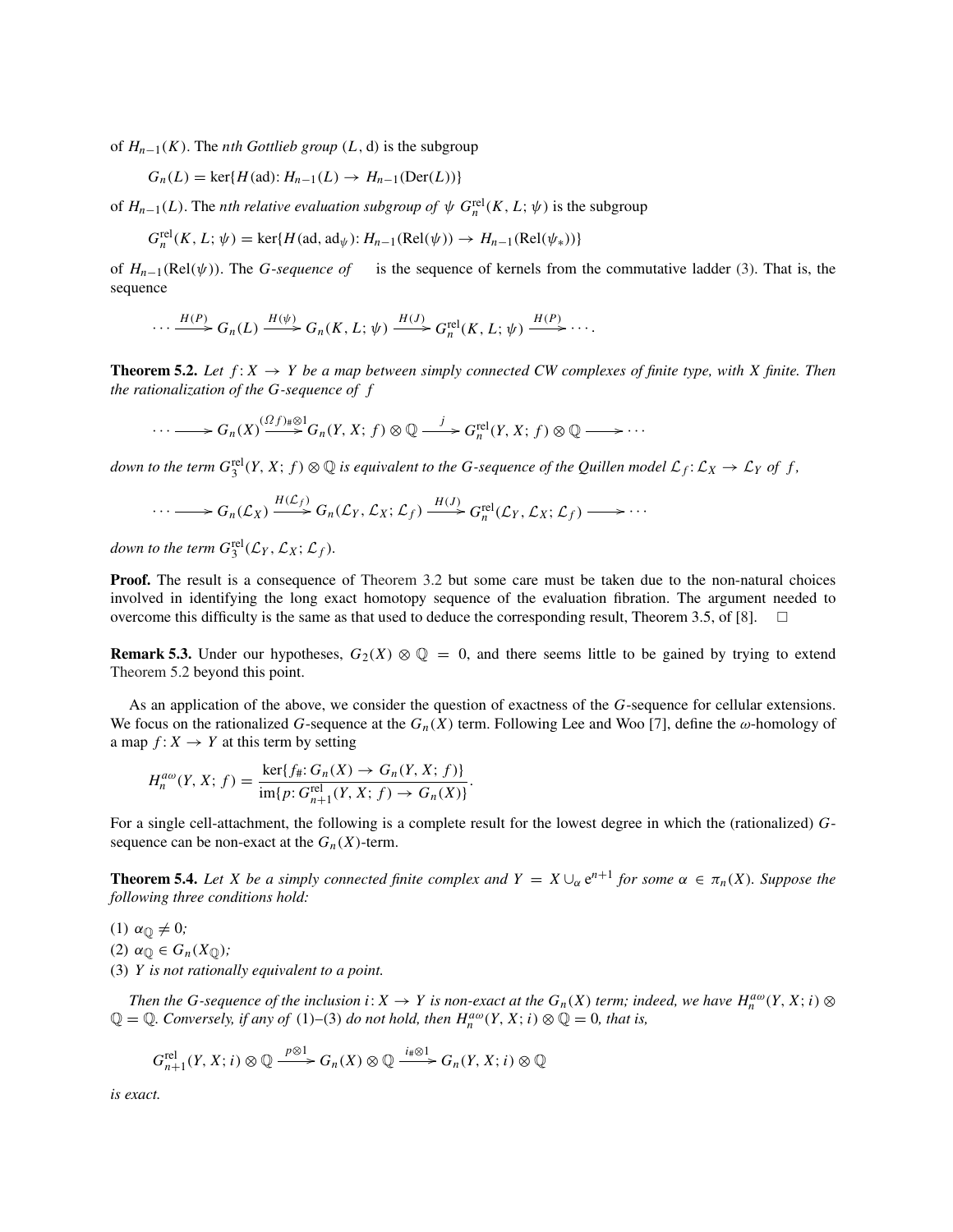of $H_{n-1}(K)$. The *nth Gottlieb group* $(L, \mathrm{d})$ is the subgroup

$$G_n(L) = \ker\{H(\mathrm{ad})\colon H_{n-1}(L) \to H_{n-1}(\mathrm{Der}(L))\}$$

of $H_{n-1}(L)$. The *nth relative evaluation subgroup of* $\psi$ $G_n^{\mathrm{rel}}(K, L; \psi)$ is the subgroup

$$G_n^{\mathrm{rel}}(K, L; \psi) = \ker\{H(\mathrm{ad}, \mathrm{ad}_\psi)\colon H_{n-1}(\mathrm{Rel}(\psi)) \to H_{n-1}(\mathrm{Rel}(\psi_*))\}$$

of $H_{n-1}(\mathrm{Rel}(\psi))$. The *G-sequence of* is the sequence of kernels from the commutative ladder (3). That is, the sequence

$$\cdots \xrightarrow{H(P)} G_n(L) \xrightarrow{H(\psi)} G_n(K, L; \psi) \xrightarrow{H(J)} G_n^{\mathrm{rel}}(K, L; \psi) \xrightarrow{H(P)} \cdots.$$

**Theorem 5.2.** *Let $f\colon X \to Y$ be a map between simply connected CW complexes of finite type, with $X$ finite. Then the rationalization of the G-sequence of $f$*

$$\cdots \longrightarrow G_n(X) \xrightarrow{(\Omega f)_\# \otimes 1} G_n(Y, X; f) \otimes \mathbb{Q} \xrightarrow{\ j\ } G_n^{\mathrm{rel}}(Y, X; f) \otimes \mathbb{Q} \longrightarrow \cdots$$

*down to the term $G_3^{\mathrm{rel}}(Y, X; f) \otimes \mathbb{Q}$ is equivalent to the G-sequence of the Quillen model $\mathcal{L}_f\colon \mathcal{L}_X \to \mathcal{L}_Y$ of $f$,*

$$\cdots \longrightarrow G_n(\mathcal{L}_X) \xrightarrow{H(\mathcal{L}_f)} G_n(\mathcal{L}_Y, \mathcal{L}_X; \mathcal{L}_f) \xrightarrow{H(J)} G_n^{\mathrm{rel}}(\mathcal{L}_Y, \mathcal{L}_X; \mathcal{L}_f) \longrightarrow \cdots$$

*down to the term $G_3^{\mathrm{rel}}(\mathcal{L}_Y, \mathcal{L}_X; \mathcal{L}_f)$.*

**Proof.** The result is a consequence of Theorem 3.2 but some care must be taken due to the non-natural choices involved in identifying the long exact homotopy sequence of the evaluation fibration. The argument needed to overcome this difficulty is the same as that used to deduce the corresponding result, Theorem 3.5, of [8]. □

**Remark 5.3.** Under our hypotheses, $G_2(X) \otimes \mathbb{Q} = 0$, and there seems little to be gained by trying to extend Theorem 5.2 beyond this point.

As an application of the above, we consider the question of exactness of the $G$-sequence for cellular extensions. We focus on the rationalized $G$-sequence at the $G_n(X)$ term. Following Lee and Woo [7], define the $\omega$-homology of a map $f\colon X \to Y$ at this term by setting

$$H_n^{a\omega}(Y, X; f) = \frac{\ker\{f_\#\colon G_n(X) \to G_n(Y, X; f)\}}{\mathrm{im}\{p\colon G_{n+1}^{\mathrm{rel}}(Y, X; f) \to G_n(X)\}}.$$

For a single cell-attachment, the following is a complete result for the lowest degree in which the (rationalized) $G$-sequence can be non-exact at the $G_n(X)$-term.

**Theorem 5.4.** *Let $X$ be a simply connected finite complex and $Y = X \cup_\alpha \mathrm{e}^{n+1}$ for some $\alpha \in \pi_n(X)$. Suppose the following three conditions hold:*

(1) $\alpha_{\mathbb{Q}} \neq 0$*;*
(2) $\alpha_{\mathbb{Q}} \in G_n(X_{\mathbb{Q}})$*;*
(3) *$Y$ is not rationally equivalent to a point.*

*Then the G-sequence of the inclusion $i\colon X \to Y$ is non-exact at the $G_n(X)$ term; indeed, we have $H_n^{a\omega}(Y, X; i) \otimes \mathbb{Q} = \mathbb{Q}$. Conversely, if any of (1)–(3) do not hold, then $H_n^{a\omega}(Y, X; i) \otimes \mathbb{Q} = 0$, that is,*

$$G_{n+1}^{\mathrm{rel}}(Y, X; i) \otimes \mathbb{Q} \xrightarrow{p \otimes 1} G_n(X) \otimes \mathbb{Q} \xrightarrow{i_\# \otimes 1} G_n(Y, X; i) \otimes \mathbb{Q}$$

*is exact.*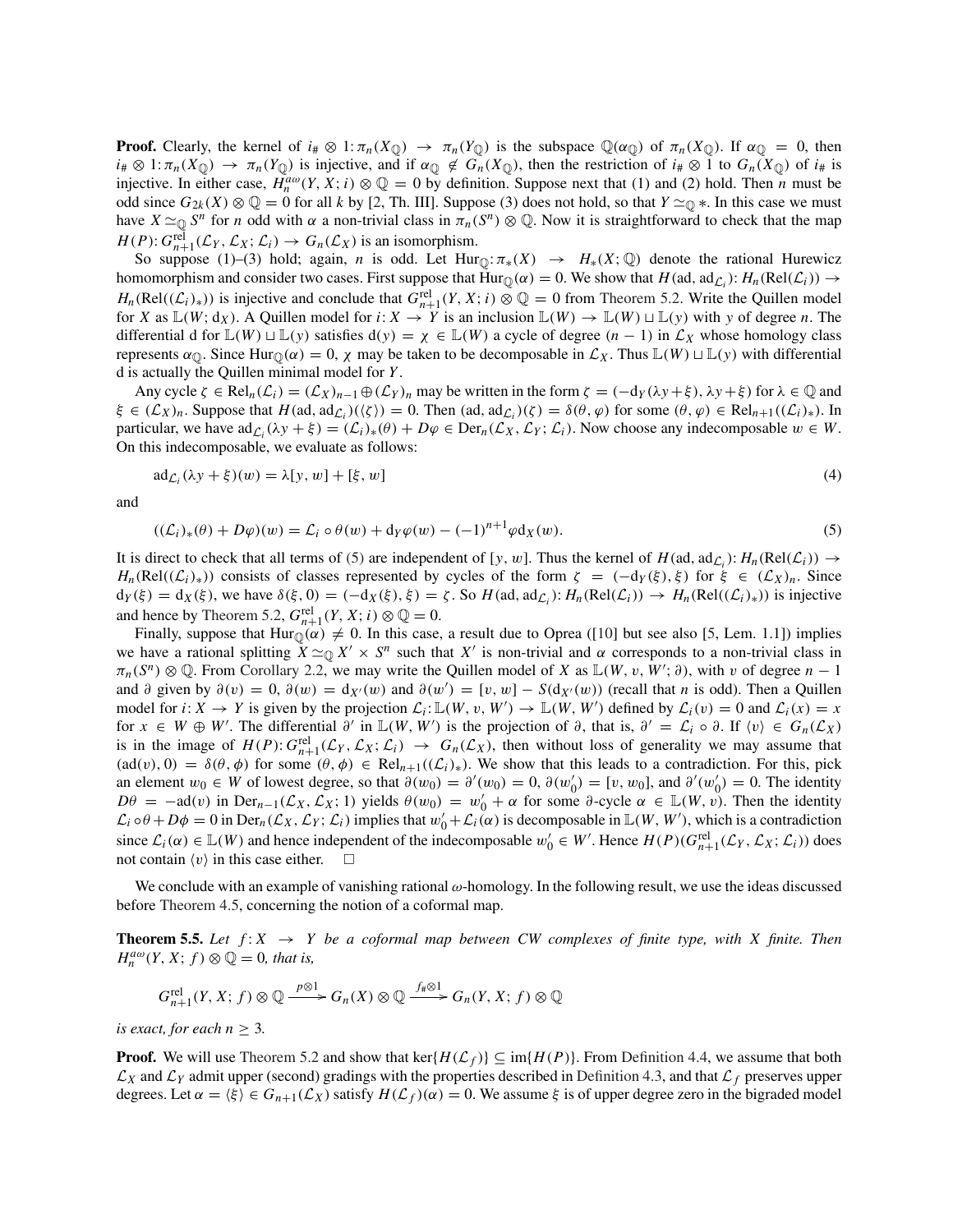**Proof.** Clearly, the kernel of $i_\# \otimes 1: \pi_n(X_{\mathbb{Q}}) \to \pi_n(Y_{\mathbb{Q}})$ is the subspace $\mathbb{Q}(\alpha_{\mathbb{Q}})$ of $\pi_n(X_{\mathbb{Q}})$. If $\alpha_{\mathbb{Q}} = 0$, then $i_\# \otimes 1: \pi_n(X_{\mathbb{Q}}) \to \pi_n(Y_{\mathbb{Q}})$ is injective, and if $\alpha_{\mathbb{Q}} \notin G_n(X_{\mathbb{Q}})$, then the restriction of $i_\# \otimes 1$ to $G_n(X_{\mathbb{Q}})$ of $i_\#$ is injective. In either case, $H_n^{a\omega}(Y, X; i) \otimes \mathbb{Q} = 0$ by definition. Suppose next that (1) and (2) hold. Then $n$ must be odd since $G_{2k}(X) \otimes \mathbb{Q} = 0$ for all $k$ by [2, Th. III]. Suppose (3) does not hold, so that $Y \simeq_{\mathbb{Q}} *$. In this case we must have $X \simeq_{\mathbb{Q}} S^n$ for $n$ odd with $\alpha$ a non-trivial class in $\pi_n(S^n) \otimes \mathbb{Q}$. Now it is straightforward to check that the map $H(P): G_{n+1}^{\mathrm{rel}}(\mathcal{L}_Y, \mathcal{L}_X; \mathcal{L}_i) \to G_n(\mathcal{L}_X)$ is an isomorphism.

So suppose (1)–(3) hold; again, $n$ is odd. Let $\mathrm{Hur}_{\mathbb{Q}}: \pi_*(X) \to H_*(X; \mathbb{Q})$ denote the rational Hurewicz homomorphism and consider two cases. First suppose that $\mathrm{Hur}_{\mathbb{Q}}(\alpha) = 0$. We show that $H(\mathrm{ad}, \mathrm{ad}_{\mathcal{L}_i}): H_n(\mathrm{Rel}(\mathcal{L}_i)) \to H_n(\mathrm{Rel}((\mathcal{L}_i)_*))$ is injective and conclude that $G_{n+1}^{\mathrm{rel}}(Y, X; i) \otimes \mathbb{Q} = 0$ from Theorem 5.2. Write the Quillen model for $X$ as $\mathbb{L}(W; \mathrm{d}_X)$. A Quillen model for $i: X \to Y$ is an inclusion $\mathbb{L}(W) \to \mathbb{L}(W) \sqcup \mathbb{L}(y)$ with $y$ of degree $n$. The differential d for $\mathbb{L}(W) \sqcup \mathbb{L}(y)$ satisfies $\mathrm{d}(y) = \chi \in \mathbb{L}(W)$ a cycle of degree $(n-1)$ in $\mathcal{L}_X$ whose homology class represents $\alpha_{\mathbb{Q}}$. Since $\mathrm{Hur}_{\mathbb{Q}}(\alpha) = 0$, $\chi$ may be taken to be decomposable in $\mathcal{L}_X$. Thus $\mathbb{L}(W) \sqcup \mathbb{L}(y)$ with differential d is actually the Quillen minimal model for $Y$.

Any cycle $\zeta \in \mathrm{Rel}_n(\mathcal{L}_i) = (\mathcal{L}_X)_{n-1} \oplus (\mathcal{L}_Y)_n$ may be written in the form $\zeta = (-\mathrm{d}_Y(\lambda y + \xi), \lambda y + \xi)$ for $\lambda \in \mathbb{Q}$ and $\xi \in (\mathcal{L}_X)_n$. Suppose that $H(\mathrm{ad}, \mathrm{ad}_{\mathcal{L}_i})(\langle \zeta \rangle) = 0$. Then $(\mathrm{ad}, \mathrm{ad}_{\mathcal{L}_i})(\zeta) = \delta(\theta, \varphi)$ for some $(\theta, \varphi) \in \mathrm{Rel}_{n+1}((\mathcal{L}_i)_*)$. In particular, we have $\mathrm{ad}_{\mathcal{L}_i}(\lambda y + \xi) = (\mathcal{L}_i)_*(\theta) + D\varphi \in \mathrm{Der}_n(\mathcal{L}_X, \mathcal{L}_Y; \mathcal{L}_i)$. Now choose any indecomposable $w \in W$. On this indecomposable, we evaluate as follows:

$$\mathrm{ad}_{\mathcal{L}_i}(\lambda y + \xi)(w) = \lambda[y, w] + [\xi, w] \tag{4}$$

and

$$((\mathcal{L}_i)_*(\theta) + D\varphi)(w) = \mathcal{L}_i \circ \theta(w) + \mathrm{d}_Y \varphi(w) - (-1)^{n+1} \varphi \mathrm{d}_X(w). \tag{5}$$

It is direct to check that all terms of (5) are independent of $[y, w]$. Thus the kernel of $H(\mathrm{ad}, \mathrm{ad}_{\mathcal{L}_i}): H_n(\mathrm{Rel}(\mathcal{L}_i)) \to H_n(\mathrm{Rel}((\mathcal{L}_i)_*))$ consists of classes represented by cycles of the form $\zeta = (-\mathrm{d}_Y(\xi), \xi)$ for $\xi \in (\mathcal{L}_X)_n$. Since $\mathrm{d}_Y(\xi) = \mathrm{d}_X(\xi)$, we have $\delta(\xi, 0) = (-\mathrm{d}_X(\xi), \xi) = \zeta$. So $H(\mathrm{ad}, \mathrm{ad}_{\mathcal{L}_i}): H_n(\mathrm{Rel}(\mathcal{L}_i)) \to H_n(\mathrm{Rel}((\mathcal{L}_i)_*))$ is injective and hence by Theorem 5.2, $G_{n+1}^{\mathrm{rel}}(Y, X; i) \otimes \mathbb{Q} = 0$.

Finally, suppose that $\mathrm{Hur}_{\mathbb{Q}}(\alpha) \neq 0$. In this case, a result due to Oprea ([10] but see also [5, Lem. 1.1]) implies we have a rational splitting $X \simeq_{\mathbb{Q}} X' \times S^n$ such that $X'$ is non-trivial and $\alpha$ corresponds to a non-trivial class in $\pi_n(S^n) \otimes \mathbb{Q}$. From Corollary 2.2, we may write the Quillen model of $X$ as $\mathbb{L}(W, v, W'; \partial)$, with $v$ of degree $n-1$ and $\partial$ given by $\partial(v) = 0$, $\partial(w) = \mathrm{d}_{X'}(w)$ and $\partial(w') = [v, w] - S(\mathrm{d}_{X'}(w))$ (recall that $n$ is odd). Then a Quillen model for $i: X \to Y$ is given by the projection $\mathcal{L}_i: \mathbb{L}(W, v, W') \to \mathbb{L}(W, W')$ defined by $\mathcal{L}_i(v) = 0$ and $\mathcal{L}_i(x) = x$ for $x \in W \oplus W'$. The differential $\partial'$ in $\mathbb{L}(W, W')$ is the projection of $\partial$, that is, $\partial' = \mathcal{L}_i \circ \partial$. If $\langle v \rangle \in G_n(\mathcal{L}_X)$ is in the image of $H(P): G_{n+1}^{\mathrm{rel}}(\mathcal{L}_Y, \mathcal{L}_X; \mathcal{L}_i) \to G_n(\mathcal{L}_X)$, then without loss of generality we may assume that $(\mathrm{ad}(v), 0) = \delta(\theta, \phi)$ for some $(\theta, \phi) \in \mathrm{Rel}_{n+1}((\mathcal{L}_i)_*)$. We show that this leads to a contradiction. For this, pick an element $w_0 \in W$ of lowest degree, so that $\partial(w_0) = \partial'(w_0) = 0$, $\partial(w_0') = [v, w_0]$, and $\partial'(w_0') = 0$. The identity $D\theta = -\mathrm{ad}(v)$ in $\mathrm{Der}_{n-1}(\mathcal{L}_X, \mathcal{L}_X; 1)$ yields $\theta(w_0) = w_0' + \alpha$ for some $\partial$-cycle $\alpha \in \mathbb{L}(W, v)$. Then the identity $\mathcal{L}_i \circ \theta + D\phi = 0$ in $\mathrm{Der}_n(\mathcal{L}_X, \mathcal{L}_Y; \mathcal{L}_i)$ implies that $w_0' + \mathcal{L}_i(\alpha)$ is decomposable in $\mathbb{L}(W, W')$, which is a contradiction since $\mathcal{L}_i(\alpha) \in \mathbb{L}(W)$ and hence independent of the indecomposable $w_0' \in W'$. Hence $H(P)(G_{n+1}^{\mathrm{rel}}(\mathcal{L}_Y, \mathcal{L}_X; \mathcal{L}_i))$ does not contain $\langle v \rangle$ in this case either. $\square$

We conclude with an example of vanishing rational $\omega$-homology. In the following result, we use the ideas discussed before Theorem 4.5, concerning the notion of a coformal map.

**Theorem 5.5.** *Let $f: X \to Y$ be a coformal map between CW complexes of finite type, with $X$ finite. Then $H_n^{a\omega}(Y, X; f) \otimes \mathbb{Q} = 0$, that is,*

$$G_{n+1}^{\mathrm{rel}}(Y, X; f) \otimes \mathbb{Q} \xrightarrow{p \otimes 1} G_n(X) \otimes \mathbb{Q} \xrightarrow{f_\# \otimes 1} G_n(Y, X; f) \otimes \mathbb{Q}$$

*is exact, for each $n \geq 3$.*

**Proof.** We will use Theorem 5.2 and show that $\ker\{H(\mathcal{L}_f)\} \subseteq \mathrm{im}\{H(P)\}$. From Definition 4.4, we assume that both $\mathcal{L}_X$ and $\mathcal{L}_Y$ admit upper (second) gradings with the properties described in Definition 4.3, and that $\mathcal{L}_f$ preserves upper degrees. Let $\alpha = \langle \xi \rangle \in G_{n+1}(\mathcal{L}_X)$ satisfy $H(\mathcal{L}_f)(\alpha) = 0$. We assume $\xi$ is of upper degree zero in the bigraded model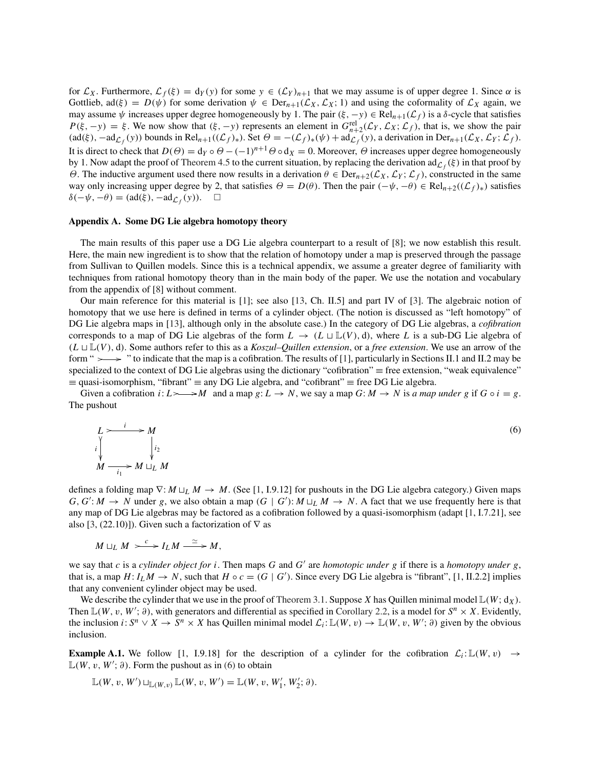for $\mathcal{L}_X$. Furthermore, $\mathcal{L}_f(\xi) = \mathrm{d}_Y(y)$ for some $y \in (\mathcal{L}_Y)_{n+1}$ that we may assume is of upper degree 1. Since $\alpha$ is Gottlieb, $\mathrm{ad}(\xi) = D(\psi)$ for some derivation $\psi \in \mathrm{Der}_{n+1}(\mathcal{L}_X, \mathcal{L}_X; 1)$ and using the coformality of $\mathcal{L}_X$ again, we may assume $\psi$ increases upper degree homogeneously by 1. The pair $(\xi, -y) \in \mathrm{Rel}_{n+1}(\mathcal{L}_f)$ is a $\delta$-cycle that satisfies $P(\xi, -y) = \xi$. We now show that $(\xi, -y)$ represents an element in $G^{\mathrm{rel}}_{n+2}(\mathcal{L}_Y, \mathcal{L}_X; \mathcal{L}_f)$, that is, we show the pair $(\mathrm{ad}(\xi), -\mathrm{ad}_{\mathcal{L}_f}(y))$ bounds in $\mathrm{Rel}_{n+1}((\mathcal{L}_f)_*)$. Set $\Theta = -(\mathcal{L}_f)_*(\psi) + \mathrm{ad}_{\mathcal{L}_f}(y)$, a derivation in $\mathrm{Der}_{n+1}(\mathcal{L}_X, \mathcal{L}_Y; \mathcal{L}_f)$. It is direct to check that $D(\Theta) = \mathrm{d}_Y \circ \Theta - (-1)^{n+1}\Theta \circ \mathrm{d}_X = 0$. Moreover, $\Theta$ increases upper degree homogeneously by 1. Now adapt the proof of Theorem 4.5 to the current situation, by replacing the derivation $\mathrm{ad}_{\mathcal{L}_f}(\xi)$ in that proof by $\Theta$. The inductive argument used there now results in a derivation $\theta \in \mathrm{Der}_{n+2}(\mathcal{L}_X, \mathcal{L}_Y; \mathcal{L}_f)$, constructed in the same way only increasing upper degree by 2, that satisfies $\Theta = D(\theta)$. Then the pair $(-\psi, -\theta) \in \mathrm{Rel}_{n+2}((\mathcal{L}_f)_*)$ satisfies $\delta(-\psi, -\theta) = (\mathrm{ad}(\xi), -\mathrm{ad}_{\mathcal{L}_f}(y))$. $\square$

## Appendix A. Some DG Lie algebra homotopy theory

The main results of this paper use a DG Lie algebra counterpart to a result of [8]; we now establish this result. Here, the main new ingredient is to show that the relation of homotopy under a map is preserved through the passage from Sullivan to Quillen models. Since this is a technical appendix, we assume a greater degree of familiarity with techniques from rational homotopy theory than in the main body of the paper. We use the notation and vocabulary from the appendix of [8] without comment.

Our main reference for this material is [1]; see also [13, Ch. II.5] and part IV of [3]. The algebraic notion of homotopy that we use here is defined in terms of a cylinder object. (The notion is discussed as "left homotopy" of DG Lie algebra maps in [13], although only in the absolute case.) In the category of DG Lie algebras, a *cofibration* corresponds to a map of DG Lie algebras of the form $L \to (L \sqcup \mathbb{L}(V), \mathrm{d})$, where $L$ is a sub-DG Lie algebra of $(L \sqcup \mathbb{L}(V), \mathrm{d})$. Some authors refer to this as a *Koszul–Quillen extension*, or a *free extension*. We use an arrow of the form "$\rightarrowtail$" to indicate that the map is a cofibration. The results of [1], particularly in Sections II.1 and II.2 may be specialized to the context of DG Lie algebras using the dictionary "cofibration" $\equiv$ free extension, "weak equivalence" $\equiv$ quasi-isomorphism, "fibrant" $\equiv$ any DG Lie algebra, and "cofibrant" $\equiv$ free DG Lie algebra.

Given a cofibration $i: L \rightarrowtail M$ and a map $g: L \to N$, we say a map $G: M \to N$ is *a map under* $g$ if $G \circ i = g$. The pushout

$$
\begin{array}{ccc}
L & \overset{i}{\rightarrowtail} & M \\
{\scriptstyle i}\downarrow & & \downarrow{\scriptstyle i_2} \\
M & \underset{i_1}{\rightarrowtail} & M \sqcup_L M
\end{array}
\tag{6}
$$

defines a folding map $\nabla: M \sqcup_L M \to M$. (See [1, I.9.12] for pushouts in the DG Lie algebra category.) Given maps $G, G': M \to N$ under $g$, we also obtain a map $(G \mid G'): M \sqcup_L M \to N$. A fact that we use frequently here is that any map of DG Lie algebras may be factored as a cofibration followed by a quasi-isomorphism (adapt [1, I.7.21], see also [3, (22.10)]). Given such a factorization of $\nabla$ as

$$M \sqcup_L M \overset{c}{\rightarrowtail} I_L M \xrightarrow{\simeq} M,$$

we say that $c$ is a *cylinder object for* $i$. Then maps $G$ and $G'$ are *homotopic under* $g$ if there is a *homotopy under* $g$, that is, a map $H: I_L M \to N$, such that $H \circ c = (G \mid G')$. Since every DG Lie algebra is "fibrant", [1, II.2.2] implies that any convenient cylinder object may be used.

We describe the cylinder that we use in the proof of Theorem 3.1. Suppose $X$ has Quillen minimal model $\mathbb{L}(W; \mathrm{d}_X)$. Then $\mathbb{L}(W, v, W'; \partial)$, with generators and differential as specified in Corollary 2.2, is a model for $S^n \times X$. Evidently, the inclusion $i: S^n \vee X \to S^n \times X$ has Quillen minimal model $\mathcal{L}_i: \mathbb{L}(W, v) \to \mathbb{L}(W, v, W'; \partial)$ given by the obvious inclusion.

**Example A.1.** We follow [1, I.9.18] for the description of a cylinder for the cofibration $\mathcal{L}_i: \mathbb{L}(W, v) \to \mathbb{L}(W, v, W'; \partial)$. Form the pushout as in (6) to obtain

$$\mathbb{L}(W, v, W') \sqcup_{\mathbb{L}(W,v)} \mathbb{L}(W, v, W') = \mathbb{L}(W, v, W_1', W_2'; \partial).$$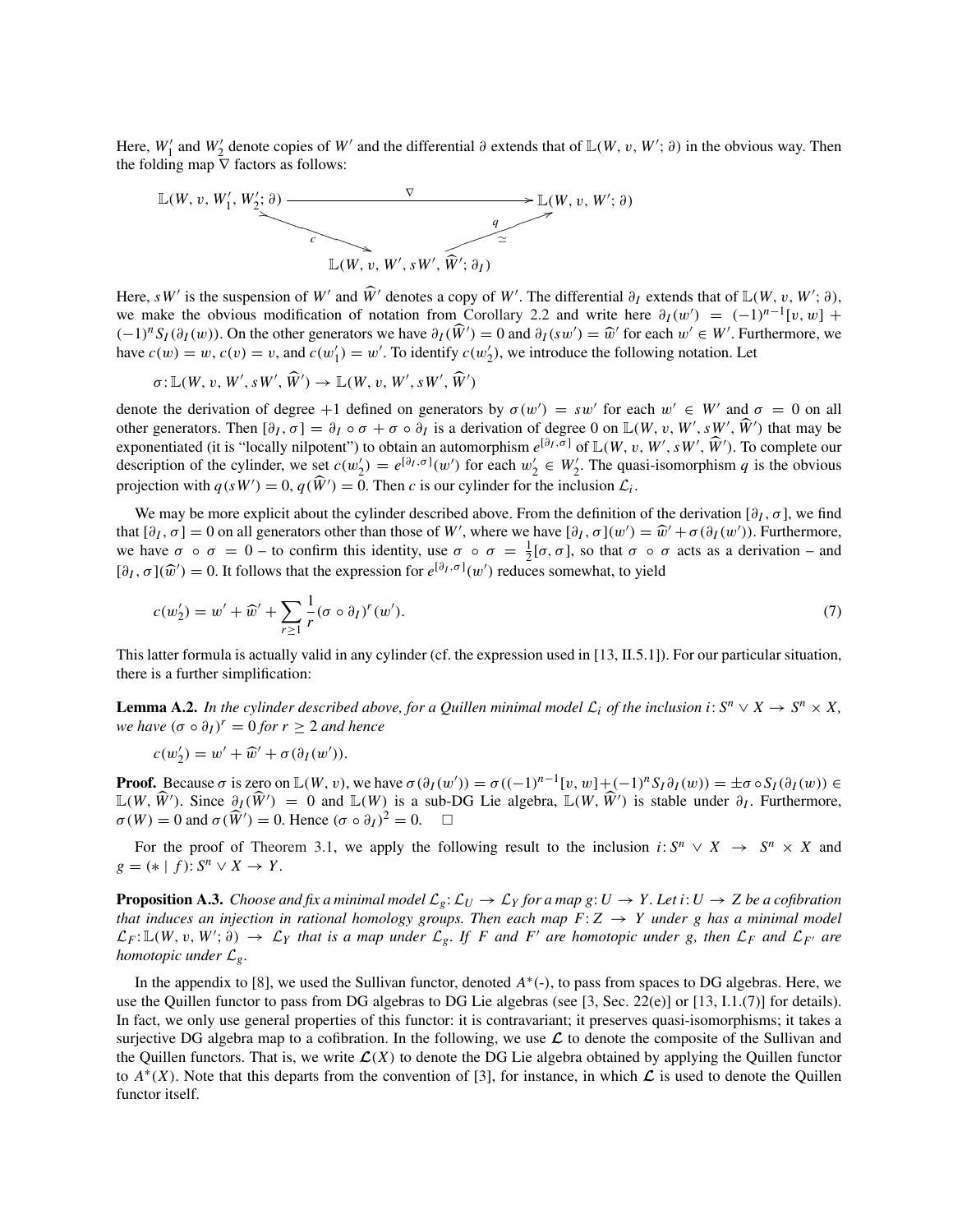Here, $W'_1$ and $W'_2$ denote copies of $W'$ and the differential $\partial$ extends that of $\mathbb{L}(W, v, W'; \partial)$ in the obvious way. Then the folding map $\nabla$ factors as follows:

$$
\begin{array}{ccc}
\mathbb{L}(W, v, W'_1, W'_2; \partial) & \xrightarrow{\quad\nabla\quad} & \mathbb{L}(W, v, W'; \partial) \\
 & \searrow^{c} \qquad \nearrow_{\simeq}^{q} & \\
 & \mathbb{L}(W, v, W', sW', \widehat{W}'; \partial_I) &
\end{array}
$$

Here, $sW'$ is the suspension of $W'$ and $\widehat{W}'$ denotes a copy of $W'$. The differential $\partial_I$ extends that of $\mathbb{L}(W, v, W'; \partial)$, we make the obvious modification of notation from Corollary 2.2 and write here $\partial_I(w') = (-1)^{n-1}[v, w] + (-1)^n S_I(\partial_I(w))$. On the other generators we have $\partial_I(\widehat{W}') = 0$ and $\partial_I(sw') = \widehat{w}'$ for each $w' \in W'$. Furthermore, we have $c(w) = w$, $c(v) = v$, and $c(w'_1) = w'$. To identify $c(w'_2)$, we introduce the following notation. Let

$$\sigma : \mathbb{L}(W, v, W', sW', \widehat{W}') \to \mathbb{L}(W, v, W', sW', \widehat{W}')$$

denote the derivation of degree $+1$ defined on generators by $\sigma(w') = sw'$ for each $w' \in W'$ and $\sigma = 0$ on all other generators. Then $[\partial_I, \sigma] = \partial_I \circ \sigma + \sigma \circ \partial_I$ is a derivation of degree 0 on $\mathbb{L}(W, v, W', sW', \widehat{W}')$ that may be exponentiated (it is "locally nilpotent") to obtain an automorphism $e^{[\partial_I, \sigma]}$ of $\mathbb{L}(W, v, W', sW', \widehat{W}')$. To complete our description of the cylinder, we set $c(w'_2) = e^{[\partial_I, \sigma]}(w')$ for each $w'_2 \in W'_2$. The quasi-isomorphism $q$ is the obvious projection with $q(sW') = 0$, $q(\widehat{W}') = 0$. Then $c$ is our cylinder for the inclusion $\mathcal{L}_i$.

We may be more explicit about the cylinder described above. From the definition of the derivation $[\partial_I, \sigma]$, we find that $[\partial_I, \sigma] = 0$ on all generators other than those of $W'$, where we have $[\partial_I, \sigma](w') = \widehat{w}' + \sigma(\partial_I(w'))$. Furthermore, we have $\sigma \circ \sigma = 0$ – to confirm this identity, use $\sigma \circ \sigma = \frac{1}{2}[\sigma, \sigma]$, so that $\sigma \circ \sigma$ acts as a derivation – and $[\partial_I, \sigma](\widehat{w}') = 0$. It follows that the expression for $e^{[\partial_I, \sigma]}(w')$ reduces somewhat, to yield

$$c(w'_2) = w' + \widehat{w}' + \sum_{r \geq 1} \frac{1}{r}(\sigma \circ \partial_I)^r(w'). \tag{7}$$

This latter formula is actually valid in any cylinder (cf. the expression used in [13, II.5.1]). For our particular situation, there is a further simplification:

**Lemma A.2.** *In the cylinder described above, for a Quillen minimal model $\mathcal{L}_i$ of the inclusion $i : S^n \vee X \to S^n \times X$, we have $(\sigma \circ \partial_I)^r = 0$ for $r \geq 2$ and hence*

$$c(w'_2) = w' + \widehat{w}' + \sigma(\partial_I(w')).$$

**Proof.** Because $\sigma$ is zero on $\mathbb{L}(W, v)$, we have $\sigma(\partial_I(w')) = \sigma((-1)^{n-1}[v, w] + (-1)^n S_I \partial_I(w)) = \pm\sigma \circ S_I(\partial_I(w)) \in \mathbb{L}(W, \widehat{W}')$. Since $\partial_I(\widehat{W}') = 0$ and $\mathbb{L}(W)$ is a sub-DG Lie algebra, $\mathbb{L}(W, \widehat{W}')$ is stable under $\partial_I$. Furthermore, $\sigma(W) = 0$ and $\sigma(\widehat{W}') = 0$. Hence $(\sigma \circ \partial_I)^2 = 0$. $\square$

For the proof of Theorem 3.1, we apply the following result to the inclusion $i : S^n \vee X \to S^n \times X$ and $g = (* \mid f) : S^n \vee X \to Y$.

**Proposition A.3.** *Choose and fix a minimal model $\mathcal{L}_g : \mathcal{L}_U \to \mathcal{L}_Y$ for a map $g : U \to Y$. Let $i : U \to Z$ be a cofibration that induces an injection in rational homology groups. Then each map $F : Z \to Y$ under $g$ has a minimal model $\mathcal{L}_F : \mathbb{L}(W, v, W'; \partial) \to \mathcal{L}_Y$ that is a map under $\mathcal{L}_g$. If $F$ and $F'$ are homotopic under $g$, then $\mathcal{L}_F$ and $\mathcal{L}_{F'}$ are homotopic under $\mathcal{L}_g$.*

In the appendix to [8], we used the Sullivan functor, denoted $A^*(\text{-})$, to pass from spaces to DG algebras. Here, we use the Quillen functor to pass from DG algebras to DG Lie algebras (see [3, Sec. 22(e)] or [13, I.1.(7)] for details). In fact, we only use general properties of this functor: it is contravariant; it preserves quasi-isomorphisms; it takes a surjective DG algebra map to a cofibration. In the following, we use $\boldsymbol{\mathcal{L}}$ to denote the composite of the Sullivan and the Quillen functors. That is, we write $\boldsymbol{\mathcal{L}}(X)$ to denote the DG Lie algebra obtained by applying the Quillen functor to $A^*(X)$. Note that this departs from the convention of [3], for instance, in which $\boldsymbol{\mathcal{L}}$ is used to denote the Quillen functor itself.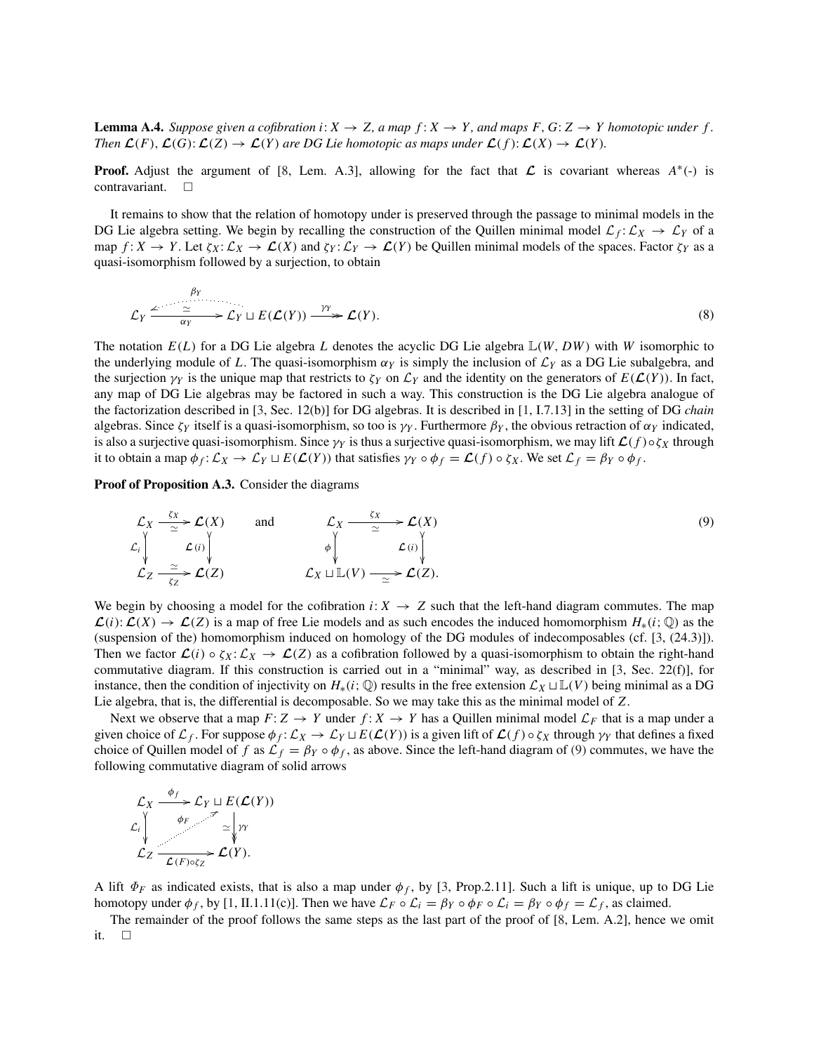**Lemma A.4.** *Suppose given a cofibration $i: X \to Z$, a map $f: X \to Y$, and maps $F, G: Z \to Y$ homotopic under $f$. Then $\boldsymbol{\mathcal{L}}(F), \boldsymbol{\mathcal{L}}(G): \boldsymbol{\mathcal{L}}(Z) \to \boldsymbol{\mathcal{L}}(Y)$ are DG Lie homotopic as maps under $\boldsymbol{\mathcal{L}}(f): \boldsymbol{\mathcal{L}}(X) \to \boldsymbol{\mathcal{L}}(Y)$.*

**Proof.** Adjust the argument of [8, Lem. A.3], allowing for the fact that $\boldsymbol{\mathcal{L}}$ is covariant whereas $A^*(\text{-})$ is contravariant. □

It remains to show that the relation of homotopy under is preserved through the passage to minimal models in the DG Lie algebra setting. We begin by recalling the construction of the Quillen minimal model $\mathcal{L}_f: \mathcal{L}_X \to \mathcal{L}_Y$ of a map $f: X \to Y$. Let $\zeta_X: \mathcal{L}_X \to \boldsymbol{\mathcal{L}}(X)$ and $\zeta_Y: \mathcal{L}_Y \to \boldsymbol{\mathcal{L}}(Y)$ be Quillen minimal models of the spaces. Factor $\zeta_Y$ as a quasi-isomorphism followed by a surjection, to obtain

$$\mathcal{L}_Y \underset{\alpha_Y}{\overset{\simeq}{\longrightarrow}} \mathcal{L}_Y \sqcup E(\boldsymbol{\mathcal{L}}(Y)) \overset{\gamma_Y}{\twoheadrightarrow} \boldsymbol{\mathcal{L}}(Y), \qquad \beta_Y: \mathcal{L}_Y \sqcup E(\boldsymbol{\mathcal{L}}(Y)) \to \mathcal{L}_Y \tag{8}$$

The notation $E(L)$ for a DG Lie algebra $L$ denotes the acyclic DG Lie algebra $\mathbb{L}(W, DW)$ with $W$ isomorphic to the underlying module of $L$. The quasi-isomorphism $\alpha_Y$ is simply the inclusion of $\mathcal{L}_Y$ as a DG Lie subalgebra, and the surjection $\gamma_Y$ is the unique map that restricts to $\zeta_Y$ on $\mathcal{L}_Y$ and the identity on the generators of $E(\boldsymbol{\mathcal{L}}(Y))$. In fact, any map of DG Lie algebras may be factored in such a way. This construction is the DG Lie algebra analogue of the factorization described in [3, Sec. 12(b)] for DG algebras. It is described in [1, I.7.13] in the setting of DG *chain* algebras. Since $\zeta_Y$ itself is a quasi-isomorphism, so too is $\gamma_Y$. Furthermore $\beta_Y$, the obvious retraction of $\alpha_Y$ indicated, is also a surjective quasi-isomorphism. Since $\gamma_Y$ is thus a surjective quasi-isomorphism, we may lift $\boldsymbol{\mathcal{L}}(f) \circ \zeta_X$ through it to obtain a map $\phi_f: \mathcal{L}_X \to \mathcal{L}_Y \sqcup E(\boldsymbol{\mathcal{L}}(Y))$ that satisfies $\gamma_Y \circ \phi_f = \boldsymbol{\mathcal{L}}(f) \circ \zeta_X$. We set $\mathcal{L}_f = \beta_Y \circ \phi_f$.

**Proof of Proposition A.3.** Consider the diagrams

$$\begin{array}{ccc} \mathcal{L}_X & \xrightarrow[\simeq]{\zeta_X} & \boldsymbol{\mathcal{L}}(X) \\ {\scriptstyle \mathcal{L}_i}\downarrow & & \downarrow{\scriptstyle \boldsymbol{\mathcal{L}}(i)} \\ \mathcal{L}_Z & \xrightarrow[\zeta_Z]{\simeq} & \boldsymbol{\mathcal{L}}(Z) \end{array} \qquad \text{and} \qquad \begin{array}{ccc} \mathcal{L}_X & \xrightarrow[\simeq]{\zeta_X} & \boldsymbol{\mathcal{L}}(X) \\ {\scriptstyle \phi}\downarrow & & \downarrow{\scriptstyle \boldsymbol{\mathcal{L}}(i)} \\ \mathcal{L}_X \sqcup \mathbb{L}(V) & \xrightarrow[\simeq]{} & \boldsymbol{\mathcal{L}}(Z). \end{array} \tag{9}$$

We begin by choosing a model for the cofibration $i: X \to Z$ such that the left-hand diagram commutes. The map $\boldsymbol{\mathcal{L}}(i): \boldsymbol{\mathcal{L}}(X) \to \boldsymbol{\mathcal{L}}(Z)$ is a map of free Lie models and as such encodes the induced homomorphism $H_*(i; \mathbb{Q})$ as the (suspension of the) homomorphism induced on homology of the DG modules of indecomposables (cf. [3, (24.3)]). Then we factor $\boldsymbol{\mathcal{L}}(i) \circ \zeta_X: \mathcal{L}_X \to \boldsymbol{\mathcal{L}}(Z)$ as a cofibration followed by a quasi-isomorphism to obtain the right-hand commutative diagram. If this construction is carried out in a "minimal" way, as described in [3, Sec. 22(f)], for instance, then the condition of injectivity on $H_*(i; \mathbb{Q})$ results in the free extension $\mathcal{L}_X \sqcup \mathbb{L}(V)$ being minimal as a DG Lie algebra, that is, the differential is decomposable. So we may take this as the minimal model of $Z$.

Next we observe that a map $F: Z \to Y$ under $f: X \to Y$ has a Quillen minimal model $\mathcal{L}_F$ that is a map under a given choice of $\mathcal{L}_f$. For suppose $\phi_f: \mathcal{L}_X \to \mathcal{L}_Y \sqcup E(\boldsymbol{\mathcal{L}}(Y))$ is a given lift of $\boldsymbol{\mathcal{L}}(f) \circ \zeta_X$ through $\gamma_Y$ that defines a fixed choice of Quillen model of $f$ as $\mathcal{L}_f = \beta_Y \circ \phi_f$, as above. Since the left-hand diagram of (9) commutes, we have the following commutative diagram of solid arrows

$$\begin{array}{ccc} \mathcal{L}_X & \xrightarrow{\phi_f} & \mathcal{L}_Y \sqcup E(\boldsymbol{\mathcal{L}}(Y)) \\ {\scriptstyle \mathcal{L}_i}\downarrow & \overset{\phi_F}{\nearrow} & \simeq\downarrow{\scriptstyle \gamma_Y} \\ \mathcal{L}_Z & \xrightarrow[\boldsymbol{\mathcal{L}}(F)\circ\zeta_Z]{} & \boldsymbol{\mathcal{L}}(Y). \end{array}$$

A lift $\Phi_F$ as indicated exists, that is also a map under $\phi_f$, by [3, Prop.2.11]. Such a lift is unique, up to DG Lie homotopy under $\phi_f$, by [1, II.1.11(c)]. Then we have $\mathcal{L}_F \circ \mathcal{L}_i = \beta_Y \circ \phi_F \circ \mathcal{L}_i = \beta_Y \circ \phi_f = \mathcal{L}_f$, as claimed.

The remainder of the proof follows the same steps as the last part of the proof of [8, Lem. A.2], hence we omit it. □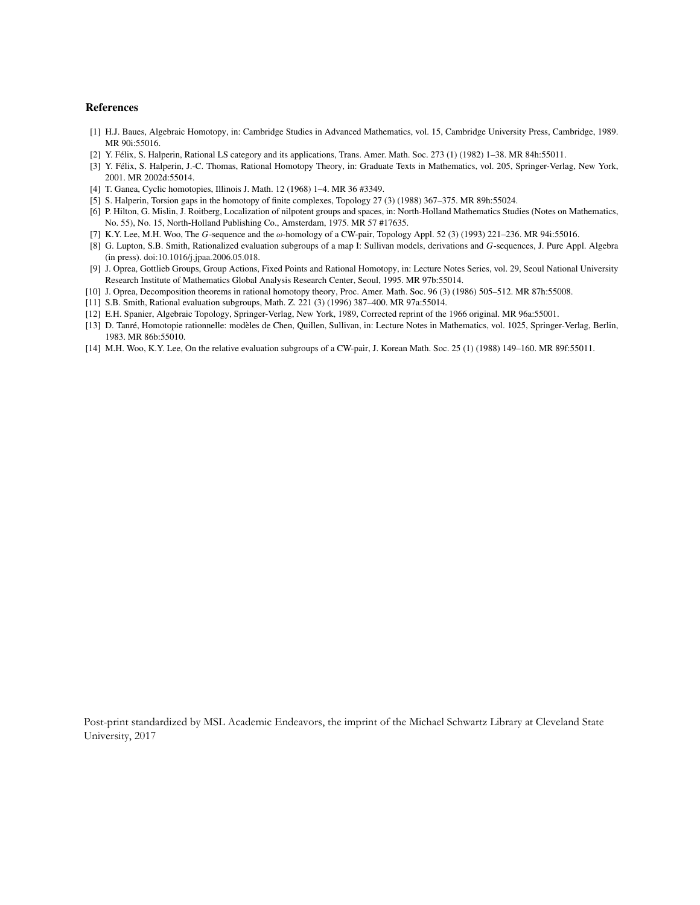## References

[1] H.J. Baues, Algebraic Homotopy, in: Cambridge Studies in Advanced Mathematics, vol. 15, Cambridge University Press, Cambridge, 1989. MR 90i:55016.

[2] Y. Félix, S. Halperin, Rational LS category and its applications, Trans. Amer. Math. Soc. 273 (1) (1982) 1–38. MR 84h:55011.

[3] Y. Félix, S. Halperin, J.-C. Thomas, Rational Homotopy Theory, in: Graduate Texts in Mathematics, vol. 205, Springer-Verlag, New York, 2001. MR 2002d:55014.

[4] T. Ganea, Cyclic homotopies, Illinois J. Math. 12 (1968) 1–4. MR 36 #3349.

[5] S. Halperin, Torsion gaps in the homotopy of finite complexes, Topology 27 (3) (1988) 367–375. MR 89h:55024.

[6] P. Hilton, G. Mislin, J. Roitberg, Localization of nilpotent groups and spaces, in: North-Holland Mathematics Studies (Notes on Mathematics, No. 55), No. 15, North-Holland Publishing Co., Amsterdam, 1975. MR 57 #17635.

[7] K.Y. Lee, M.H. Woo, The $G$-sequence and the $\omega$-homology of a CW-pair, Topology Appl. 52 (3) (1993) 221–236. MR 94i:55016.

[8] G. Lupton, S.B. Smith, Rationalized evaluation subgroups of a map I: Sullivan models, derivations and $G$-sequences, J. Pure Appl. Algebra (in press). doi:10.1016/j.jpaa.2006.05.018.

[9] J. Oprea, Gottlieb Groups, Group Actions, Fixed Points and Rational Homotopy, in: Lecture Notes Series, vol. 29, Seoul National University Research Institute of Mathematics Global Analysis Research Center, Seoul, 1995. MR 97b:55014.

[10] J. Oprea, Decomposition theorems in rational homotopy theory, Proc. Amer. Math. Soc. 96 (3) (1986) 505–512. MR 87h:55008.

[11] S.B. Smith, Rational evaluation subgroups, Math. Z. 221 (3) (1996) 387–400. MR 97a:55014.

[12] E.H. Spanier, Algebraic Topology, Springer-Verlag, New York, 1989, Corrected reprint of the 1966 original. MR 96a:55001.

[13] D. Tanré, Homotopie rationnelle: modèles de Chen, Quillen, Sullivan, in: Lecture Notes in Mathematics, vol. 1025, Springer-Verlag, Berlin, 1983. MR 86b:55010.

[14] M.H. Woo, K.Y. Lee, On the relative evaluation subgroups of a CW-pair, J. Korean Math. Soc. 25 (1) (1988) 149–160. MR 89f:55011.

Post-print standardized by MSL Academic Endeavors, the imprint of the Michael Schwartz Library at Cleveland State University, 2017